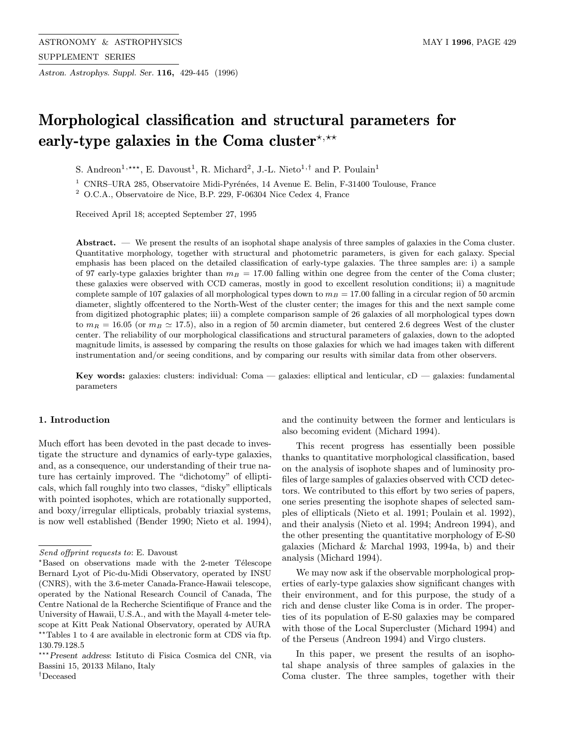# Morphological classification and structural parameters for early-type galaxies in the Coma cluster*,**

S. Andreon[1,***], E. Davoust[1], R. Michard[2], J.-L. Nieto[1,†] and P. Poulain[1]

[1] CNRS–URA 285, Observatoire Midi-Pyrénées, 14 Avenue E. Belin, F-31400 Toulouse, France
[2] O.C.A., Observatoire de Nice, B.P. 229, F-06304 Nice Cedex 4, France

Received April 18; accepted September 27, 1995

**Abstract.** — We present the results of an isophotal shape analysis of three samples of galaxies in the Coma cluster. Quantitative morphology, together with structural and photometric parameters, is given for each galaxy. Special emphasis has been placed on the detailed classification of early-type galaxies. The three samples are: i) a sample of 97 early-type galaxies brighter than $m_B = 17.00$ falling within one degree from the center of the Coma cluster; these galaxies were observed with CCD cameras, mostly in good to excellent resolution conditions; ii) a magnitude complete sample of 107 galaxies of all morphological types down to $m_B = 17.00$ falling in a circular region of 50 arcmin diameter, slightly offcentered to the North-West of the cluster center; the images for this and the next sample come from digitized photographic plates; iii) a complete comparison sample of 26 galaxies of all morphological types down to $m_R = 16.05$ (or $m_B \simeq 17.5$), also in a region of 50 arcmin diameter, but centered 2.6 degrees West of the cluster center. The reliability of our morphological classifications and structural parameters of galaxies, down to the adopted magnitude limits, is assessed by comparing the results on those galaxies for which we had images taken with different instrumentation and/or seeing conditions, and by comparing our results with similar data from other observers.

**Key words:** galaxies: clusters: individual: Coma — galaxies: elliptical and lenticular, cD — galaxies: fundamental parameters

## 1. Introduction

Much effort has been devoted in the past decade to investigate the structure and dynamics of early-type galaxies, and, as a consequence, our understanding of their true nature has certainly improved. The "dichotomy" of ellipticals, which fall roughly into two classes, "disky" ellipticals with pointed isophotes, which are rotationally supported, and boxy/irregular ellipticals, probably triaxial systems, is now well established (Bender 1990; Nieto et al. 1994), and the continuity between the former and lenticulars is also becoming evident (Michard 1994).

This recent progress has essentially been possible thanks to quantitative morphological classification, based on the analysis of isophote shapes and of luminosity profiles of large samples of galaxies observed with CCD detectors. We contributed to this effort by two series of papers, one series presenting the isophote shapes of selected samples of ellipticals (Nieto et al. 1991; Poulain et al. 1992), and their analysis (Nieto et al. 1994; Andreon 1994), and the other presenting the quantitative morphology of E-S0 galaxies (Michard & Marchal 1993, 1994a, b) and their analysis (Michard 1994).

We may now ask if the observable morphological properties of early-type galaxies show significant changes with their environment, and for this purpose, the study of a rich and dense cluster like Coma is in order. The properties of its population of E-S0 galaxies may be compared with those of the Local Supercluster (Michard 1994) and of the Perseus (Andreon 1994) and Virgo clusters.

In this paper, we present the results of an isophotal shape analysis of three samples of galaxies in the Coma cluster. The three samples, together with their

---

*Send offprint requests to*: E. Davoust

*Based on observations made with the 2-meter Télescope Bernard Lyot of Pic-du-Midi Observatory, operated by INSU (CNRS), with the 3.6-meter Canada-France-Hawaii telescope, operated by the National Research Council of Canada, The Centre National de la Recherche Scientifique of France and the University of Hawaii, U.S.A., and with the Mayall 4-meter telescope at Kitt Peak National Observatory, operated by AURA

**Tables 1 to 4 are available in electronic form at CDS via ftp. 130.79.128.5

****Present address*: Istituto di Fisica Cosmica del CNR, via Bassini 15, 20133 Milano, Italy

†Deceased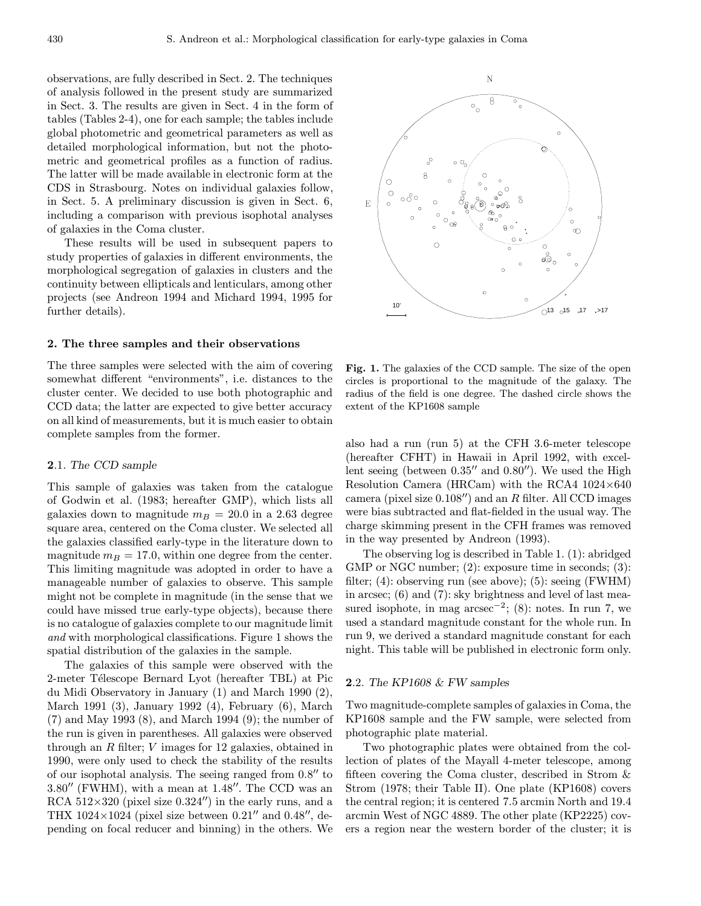observations, are fully described in Sect. 2. The techniques of analysis followed in the present study are summarized in Sect. 3. The results are given in Sect. 4 in the form of tables (Tables 2-4), one for each sample; the tables include global photometric and geometrical parameters as well as detailed morphological information, but not the photometric and geometrical profiles as a function of radius. The latter will be made available in electronic form at the CDS in Strasbourg. Notes on individual galaxies follow, in Sect. 5. A preliminary discussion is given in Sect. 6, including a comparison with previous isophotal analyses of galaxies in the Coma cluster.

These results will be used in subsequent papers to study properties of galaxies in different environments, the morphological segregation of galaxies in clusters and the continuity between ellipticals and lenticulars, among other projects (see Andreon 1994 and Michard 1994, 1995 for further details).

## 2. The three samples and their observations

The three samples were selected with the aim of covering somewhat different "environments", i.e. distances to the cluster center. We decided to use both photographic and CCD data; the latter are expected to give better accuracy on all kind of measurements, but it is much easier to obtain complete samples from the former.

### 2.1. *The CCD sample*

This sample of galaxies was taken from the catalogue of Godwin et al. (1983; hereafter GMP), which lists all galaxies down to magnitude $m_B = 20.0$ in a 2.63 degree square area, centered on the Coma cluster. We selected all the galaxies classified early-type in the literature down to magnitude $m_B = 17.0$, within one degree from the center. This limiting magnitude was adopted in order to have a manageable number of galaxies to observe. This sample might not be complete in magnitude (in the sense that we could have missed true early-type objects), because there is no catalogue of galaxies complete to our magnitude limit *and* with morphological classifications. Figure 1 shows the spatial distribution of the galaxies in the sample.

The galaxies of this sample were observed with the 2-meter Télescope Bernard Lyot (hereafter TBL) at Pic du Midi Observatory in January (1) and March 1990 (2), March 1991 (3), January 1992 (4), February (6), March (7) and May 1993 (8), and March 1994 (9); the number of the run is given in parentheses. All galaxies were observed through an $R$ filter; $V$ images for 12 galaxies, obtained in 1990, were only used to check the stability of the results of our isophotal analysis. The seeing ranged from $0.8''$ to $3.80''$ (FWHM), with a mean at $1.48''$. The CCD was an RCA 512×320 (pixel size $0.324''$) in the early runs, and a THX 1024×1024 (pixel size between $0.21''$ and $0.48''$, depending on focal reducer and binning) in the others. We also had a run (run 5) at the CFH 3.6-meter telescope (hereafter CFHT) in Hawaii in April 1992, with excellent seeing (between $0.35''$ and $0.80''$). We used the High Resolution Camera (HRCam) with the RCA4 1024×640 camera (pixel size $0.108''$) and an $R$ filter. All CCD images were bias subtracted and flat-fielded in the usual way. The charge skimming present in the CFH frames was removed in the way presented by Andreon (1993).

**Fig. 1.** The galaxies of the CCD sample. The size of the open circles is proportional to the magnitude of the galaxy. The radius of the field is one degree. The dashed circle shows the extent of the KP1608 sample

The observing log is described in Table 1. (1): abridged GMP or NGC number; (2): exposure time in seconds; (3): filter; (4): observing run (see above); (5): seeing (FWHM) in arcsec; (6) and (7): sky brightness and level of last measured isophote, in mag arcsec$^{-2}$; (8): notes. In run 7, we used a standard magnitude constant for the whole run. In run 9, we derived a standard magnitude constant for each night. This table will be published in electronic form only.

### 2.2. *The KP1608 & FW samples*

Two magnitude-complete samples of galaxies in Coma, the KP1608 sample and the FW sample, were selected from photographic plate material.

Two photographic plates were obtained from the collection of plates of the Mayall 4-meter telescope, among fifteen covering the Coma cluster, described in Strom & Strom (1978; their Table II). One plate (KP1608) covers the central region; it is centered 7.5 arcmin North and 19.4 arcmin West of NGC 4889. The other plate (KP2225) covers a region near the western border of the cluster; it is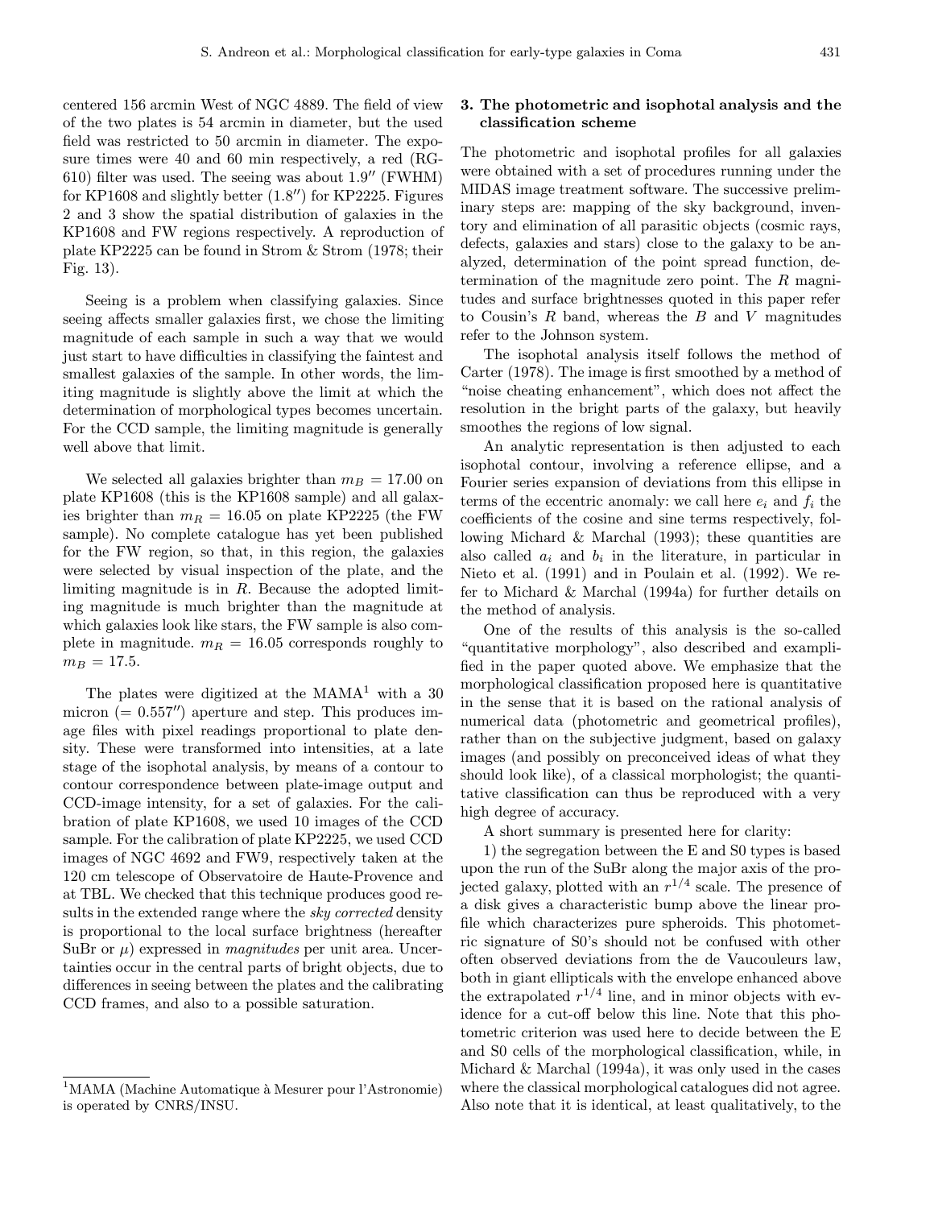centered 156 arcmin West of NGC 4889. The field of view of the two plates is 54 arcmin in diameter, but the used field was restricted to 50 arcmin in diameter. The exposure times were 40 and 60 min respectively, a red (RG-610) filter was used. The seeing was about $1.9''$ (FWHM) for KP1608 and slightly better ($1.8''$) for KP2225. Figures 2 and 3 show the spatial distribution of galaxies in the KP1608 and FW regions respectively. A reproduction of plate KP2225 can be found in Strom & Strom (1978; their Fig. 13).

Seeing is a problem when classifying galaxies. Since seeing affects smaller galaxies first, we chose the limiting magnitude of each sample in such a way that we would just start to have difficulties in classifying the faintest and smallest galaxies of the sample. In other words, the limiting magnitude is slightly above the limit at which the determination of morphological types becomes uncertain. For the CCD sample, the limiting magnitude is generally well above that limit.

We selected all galaxies brighter than $m_B = 17.00$ on plate KP1608 (this is the KP1608 sample) and all galaxies brighter than $m_R = 16.05$ on plate KP2225 (the FW sample). No complete catalogue has yet been published for the FW region, so that, in this region, the galaxies were selected by visual inspection of the plate, and the limiting magnitude is in $R$. Because the adopted limiting magnitude is much brighter than the magnitude at which galaxies look like stars, the FW sample is also complete in magnitude. $m_R = 16.05$ corresponds roughly to $m_B = 17.5$.

The plates were digitized at the MAMA[1] with a 30 micron ($= 0.557''$) aperture and step. This produces image files with pixel readings proportional to plate density. These were transformed into intensities, at a late stage of the isophotal analysis, by means of a contour to contour correspondence between plate-image output and CCD-image intensity, for a set of galaxies. For the calibration of plate KP1608, we used 10 images of the CCD sample. For the calibration of plate KP2225, we used CCD images of NGC 4692 and FW9, respectively taken at the 120 cm telescope of Observatoire de Haute-Provence and at TBL. We checked that this technique produces good results in the extended range where the *sky corrected* density is proportional to the local surface brightness (hereafter SuBr or $\mu$) expressed in *magnitudes* per unit area. Uncertainties occur in the central parts of bright objects, due to differences in seeing between the plates and the calibrating CCD frames, and also to a possible saturation.

[1] MAMA (Machine Automatique à Mesurer pour l'Astronomie) is operated by CNRS/INSU.

## 3. The photometric and isophotal analysis and the classification scheme

The photometric and isophotal profiles for all galaxies were obtained with a set of procedures running under the MIDAS image treatment software. The successive preliminary steps are: mapping of the sky background, inventory and elimination of all parasitic objects (cosmic rays, defects, galaxies and stars) close to the galaxy to be analyzed, determination of the point spread function, determination of the magnitude zero point. The $R$ magnitudes and surface brightnesses quoted in this paper refer to Cousin's $R$ band, whereas the $B$ and $V$ magnitudes refer to the Johnson system.

The isophotal analysis itself follows the method of Carter (1978). The image is first smoothed by a method of "noise cheating enhancement", which does not affect the resolution in the bright parts of the galaxy, but heavily smoothes the regions of low signal.

An analytic representation is then adjusted to each isophotal contour, involving a reference ellipse, and a Fourier series expansion of deviations from this ellipse in terms of the eccentric anomaly: we call here $e_i$ and $f_i$ the coefficients of the cosine and sine terms respectively, following Michard & Marchal (1993); these quantities are also called $a_i$ and $b_i$ in the literature, in particular in Nieto et al. (1991) and in Poulain et al. (1992). We refer to Michard & Marchal (1994a) for further details on the method of analysis.

One of the results of this analysis is the so-called "quantitative morphology", also described and exemplified in the paper quoted above. We emphasize that the morphological classification proposed here is quantitative in the sense that it is based on the rational analysis of numerical data (photometric and geometrical profiles), rather than on the subjective judgment, based on galaxy images (and possibly on preconceived ideas of what they should look like), of a classical morphologist; the quantitative classification can thus be reproduced with a very high degree of accuracy.

A short summary is presented here for clarity:

1) the segregation between the E and S0 types is based upon the run of the SuBr along the major axis of the projected galaxy, plotted with an $r^{1/4}$ scale. The presence of a disk gives a characteristic bump above the linear profile which characterizes pure spheroids. This photometric signature of S0's should not be confused with other often observed deviations from the de Vaucouleurs law, both in giant ellipticals with the envelope enhanced above the extrapolated $r^{1/4}$ line, and in minor objects with evidence for a cut-off below this line. Note that this photometric criterion was used here to decide between the E and S0 cells of the morphological classification, while, in Michard & Marchal (1994a), it was only used in the cases where the classical morphological catalogues did not agree. Also note that it is identical, at least qualitatively, to the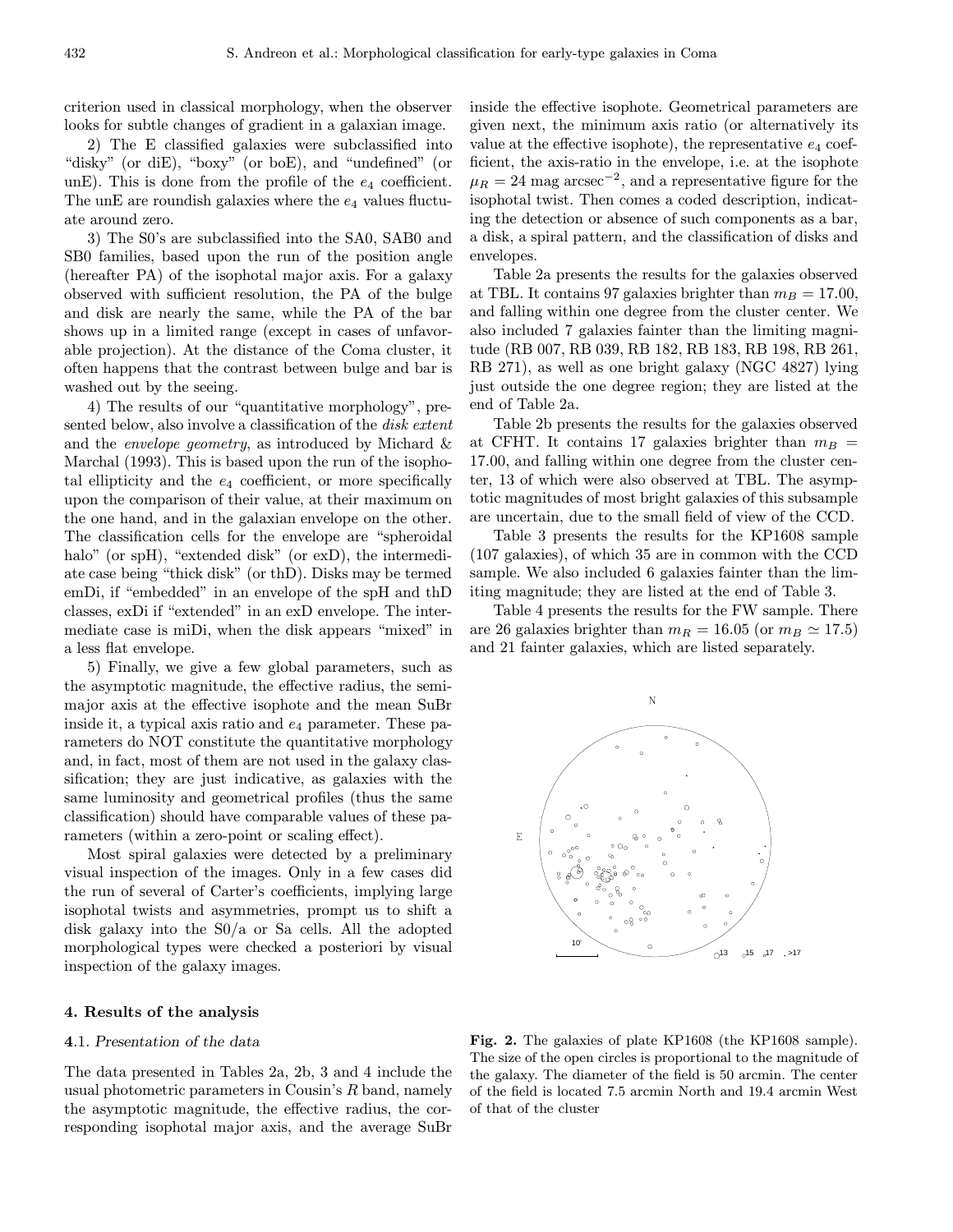criterion used in classical morphology, when the observer looks for subtle changes of gradient in a galaxian image.

2) The E classified galaxies were subclassified into "disky" (or diE), "boxy" (or boE), and "undefined" (or unE). This is done from the profile of the $e_4$ coefficient. The unE are roundish galaxies where the $e_4$ values fluctuate around zero.

3) The S0's are subclassified into the SA0, SAB0 and SB0 families, based upon the run of the position angle (hereafter PA) of the isophotal major axis. For a galaxy observed with sufficient resolution, the PA of the bulge and disk are nearly the same, while the PA of the bar shows up in a limited range (except in cases of unfavorable projection). At the distance of the Coma cluster, it often happens that the contrast between bulge and bar is washed out by the seeing.

4) The results of our "quantitative morphology", presented below, also involve a classification of the *disk extent* and the *envelope geometry*, as introduced by Michard & Marchal (1993). This is based upon the run of the isophotal ellipticity and the $e_4$ coefficient, or more specifically upon the comparison of their value, at their maximum on the one hand, and in the galaxian envelope on the other. The classification cells for the envelope are "spheroidal halo" (or spH), "extended disk" (or exD), the intermediate case being "thick disk" (or thD). Disks may be termed emDi, if "embedded" in an envelope of the spH and thD classes, exDi if "extended" in an exD envelope. The intermediate case is miDi, when the disk appears "mixed" in a less flat envelope.

5) Finally, we give a few global parameters, such as the asymptotic magnitude, the effective radius, the semi-major axis at the effective isophote and the mean SuBr inside it, a typical axis ratio and $e_4$ parameter. These parameters do NOT constitute the quantitative morphology and, in fact, most of them are not used in the galaxy classification; they are just indicative, as galaxies with the same luminosity and geometrical profiles (thus the same classification) should have comparable values of these parameters (within a zero-point or scaling effect).

Most spiral galaxies were detected by a preliminary visual inspection of the images. Only in a few cases did the run of several of Carter's coefficients, implying large isophotal twists and asymmetries, prompt us to shift a disk galaxy into the S0/a or Sa cells. All the adopted morphological types were checked a posteriori by visual inspection of the galaxy images.

## 4. Results of the analysis

### 4.1. *Presentation of the data*

The data presented in Tables 2a, 2b, 3 and 4 include the usual photometric parameters in Cousin's $R$ band, namely the asymptotic magnitude, the effective radius, the corresponding isophotal major axis, and the average SuBr inside the effective isophote. Geometrical parameters are given next, the minimum axis ratio (or alternatively its value at the effective isophote), the representative $e_4$ coefficient, the axis-ratio in the envelope, i.e. at the isophote $\mu_R = 24$ mag arcsec$^{-2}$, and a representative figure for the isophotal twist. Then comes a coded description, indicating the detection or absence of such components as a bar, a disk, a spiral pattern, and the classification of disks and envelopes.

Table 2a presents the results for the galaxies observed at TBL. It contains 97 galaxies brighter than $m_B = 17.00$, and falling within one degree from the cluster center. We also included 7 galaxies fainter than the limiting magnitude (RB 007, RB 039, RB 182, RB 183, RB 198, RB 261, RB 271), as well as one bright galaxy (NGC 4827) lying just outside the one degree region; they are listed at the end of Table 2a.

Table 2b presents the results for the galaxies observed at CFHT. It contains 17 galaxies brighter than $m_B = 17.00$, and falling within one degree from the cluster center, 13 of which were also observed at TBL. The asymptotic magnitudes of most bright galaxies of this subsample are uncertain, due to the small field of view of the CCD.

Table 3 presents the results for the KP1608 sample (107 galaxies), of which 35 are in common with the CCD sample. We also included 6 galaxies fainter than the limiting magnitude; they are listed at the end of Table 3.

Table 4 presents the results for the FW sample. There are 26 galaxies brighter than $m_R = 16.05$ (or $m_B \simeq 17.5$) and 21 fainter galaxies, which are listed separately.

**Fig. 2.** The galaxies of plate KP1608 (the KP1608 sample). The size of the open circles is proportional to the magnitude of the galaxy. The diameter of the field is 50 arcmin. The center of the field is located 7.5 arcmin North and 19.4 arcmin West of that of the cluster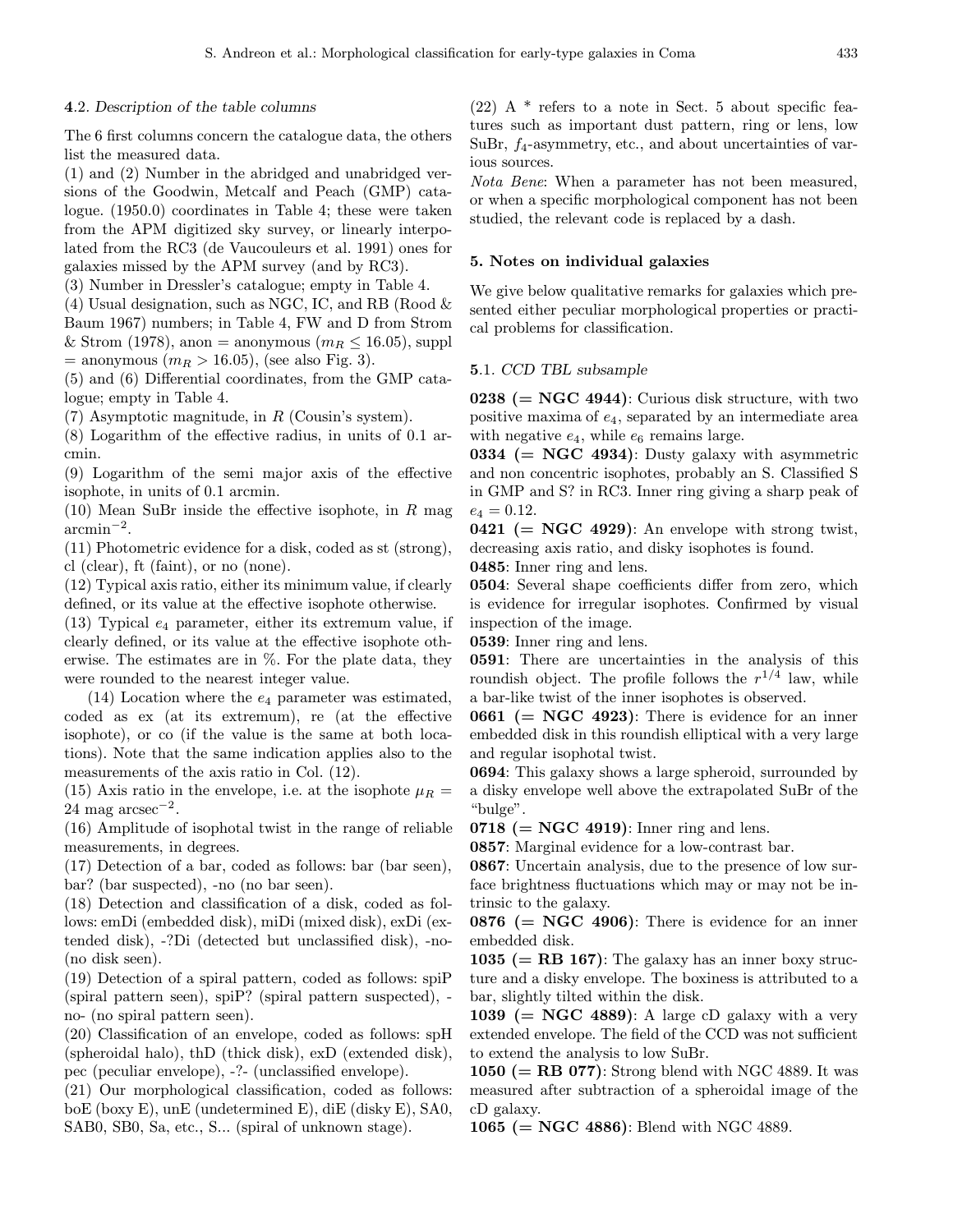### 4.2. *Description of the table columns*

The 6 first columns concern the catalogue data, the others list the measured data.

(1) and (2) Number in the abridged and unabridged versions of the Goodwin, Metcalf and Peach (GMP) catalogue. (1950.0) coordinates in Table 4; these were taken from the APM digitized sky survey, or linearly interpolated from the RC3 (de Vaucouleurs et al. 1991) ones for galaxies missed by the APM survey (and by RC3).

(3) Number in Dressler's catalogue; empty in Table 4.

(4) Usual designation, such as NGC, IC, and RB (Rood & Baum 1967) numbers; in Table 4, FW and D from Strom & Strom (1978), anon = anonymous ($m_R \leq 16.05$), suppl = anonymous ($m_R > 16.05$), (see also Fig. 3).

(5) and (6) Differential coordinates, from the GMP catalogue; empty in Table 4.

(7) Asymptotic magnitude, in $R$ (Cousin's system).

(8) Logarithm of the effective radius, in units of 0.1 arcmin.

(9) Logarithm of the semi major axis of the effective isophote, in units of 0.1 arcmin.

(10) Mean SuBr inside the effective isophote, in $R$ mag arcmin$^{-2}$.

(11) Photometric evidence for a disk, coded as st (strong), cl (clear), ft (faint), or no (none).

(12) Typical axis ratio, either its minimum value, if clearly defined, or its value at the effective isophote otherwise.

(13) Typical $e_4$ parameter, either its extremum value, if clearly defined, or its value at the effective isophote otherwise. The estimates are in %. For the plate data, they were rounded to the nearest integer value.

(14) Location where the $e_4$ parameter was estimated, coded as ex (at its extremum), re (at the effective isophote), or co (if the value is the same at both locations). Note that the same indication applies also to the measurements of the axis ratio in Col. (12).

(15) Axis ratio in the envelope, i.e. at the isophote $\mu_R$ = 24 mag arcsec$^{-2}$.

(16) Amplitude of isophotal twist in the range of reliable measurements, in degrees.

(17) Detection of a bar, coded as follows: bar (bar seen), bar? (bar suspected), -no (no bar seen).

(18) Detection and classification of a disk, coded as follows: emDi (embedded disk), miDi (mixed disk), exDi (extended disk), -?Di (detected but unclassified disk), -no- (no disk seen).

(19) Detection of a spiral pattern, coded as follows: spiP (spiral pattern seen), spiP? (spiral pattern suspected), -no- (no spiral pattern seen).

(20) Classification of an envelope, coded as follows: spH (spheroidal halo), thD (thick disk), exD (extended disk), pec (peculiar envelope), -?- (unclassified envelope).

(21) Our morphological classification, coded as follows: boE (boxy E), unE (undetermined E), diE (disky E), SA0, SAB0, SB0, Sa, etc., S... (spiral of unknown stage).

(22) A * refers to a note in Sect. 5 about specific features such as important dust pattern, ring or lens, low SuBr, $f_4$-asymmetry, etc., and about uncertainties of various sources.

*Nota Bene*: When a parameter has not been measured, or when a specific morphological component has not been studied, the relevant code is replaced by a dash.

## 5. Notes on individual galaxies

We give below qualitative remarks for galaxies which presented either peculiar morphological properties or practical problems for classification.

### 5.1. *CCD TBL subsample*

**0238 (= NGC 4944)**: Curious disk structure, with two positive maxima of $e_4$, separated by an intermediate area with negative $e_4$, while $e_6$ remains large.

**0334 (= NGC 4934)**: Dusty galaxy with asymmetric and non concentric isophotes, probably an S. Classified S in GMP and S? in RC3. Inner ring giving a sharp peak of $e_4 = 0.12$.

**0421 (= NGC 4929)**: An envelope with strong twist, decreasing axis ratio, and disky isophotes is found.

**0485**: Inner ring and lens.

**0504**: Several shape coefficients differ from zero, which is evidence for irregular isophotes. Confirmed by visual inspection of the image.

**0539**: Inner ring and lens.

**0591**: There are uncertainties in the analysis of this roundish object. The profile follows the $r^{1/4}$ law, while a bar-like twist of the inner isophotes is observed.

**0661 (= NGC 4923)**: There is evidence for an inner embedded disk in this roundish elliptical with a very large and regular isophotal twist.

**0694**: This galaxy shows a large spheroid, surrounded by a disky envelope well above the extrapolated SuBr of the "bulge".

**0718 (= NGC 4919)**: Inner ring and lens.

**0857**: Marginal evidence for a low-contrast bar.

**0867**: Uncertain analysis, due to the presence of low surface brightness fluctuations which may or may not be intrinsic to the galaxy.

**0876 (= NGC 4906)**: There is evidence for an inner embedded disk.

**1035 (= RB 167)**: The galaxy has an inner boxy structure and a disky envelope. The boxiness is attributed to a bar, slightly tilted within the disk.

**1039 (= NGC 4889)**: A large cD galaxy with a very extended envelope. The field of the CCD was not sufficient to extend the analysis to low SuBr.

**1050 (= RB 077)**: Strong blend with NGC 4889. It was measured after subtraction of a spheroidal image of the cD galaxy.

**1065 (= NGC 4886)**: Blend with NGC 4889.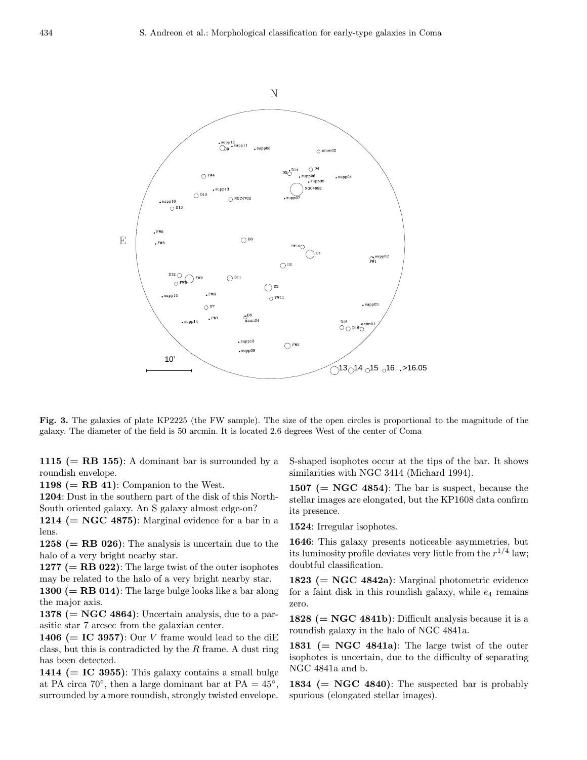**Fig. 3.** The galaxies of plate KP2225 (the FW sample). The size of the open circles is proportional to the magnitude of the galaxy. The diameter of the field is 50 arcmin. It is located 2.6 degrees West of the center of Coma

**1115 (= RB 155)**: A dominant bar is surrounded by a roundish envelope.

**1198 (= RB 41)**: Companion to the West.

**1204**: Dust in the southern part of the disk of this North-South oriented galaxy. An S galaxy almost edge-on?

**1214 (= NGC 4875)**: Marginal evidence for a bar in a lens.

**1258 (= RB 026)**: The analysis is uncertain due to the halo of a very bright nearby star.

**1277 (= RB 022)**: The large twist of the outer isophotes may be related to the halo of a very bright nearby star.

**1300 (= RB 014)**: The large bulge looks like a bar along the major axis.

**1378 (= NGC 4864)**: Uncertain analysis, due to a parasitic star 7 arcsec from the galaxian center.

**1406 (= IC 3957)**: Our $V$ frame would lead to the diE class, but this is contradicted by the $R$ frame. A dust ring has been detected.

**1414 (= IC 3955)**: This galaxy contains a small bulge at PA circa 70°, then a large dominant bar at PA = 45°, surrounded by a more roundish, strongly twisted envelope. S-shaped isophotes occur at the tips of the bar. It shows similarities with NGC 3414 (Michard 1994).

**1507 (= NGC 4854)**: The bar is suspect, because the stellar images are elongated, but the KP1608 data confirm its presence.

**1524**: Irregular isophotes.

**1646**: This galaxy presents noticeable asymmetries, but its luminosity profile deviates very little from the $r^{1/4}$ law; doubtful classification.

**1823 (= NGC 4842a)**: Marginal photometric evidence for a faint disk in this roundish galaxy, while $e_4$ remains zero.

**1828 (= NGC 4841b)**: Difficult analysis because it is a roundish galaxy in the halo of NGC 4841a.

**1831 (= NGC 4841a)**: The large twist of the outer isophotes is uncertain, due to the difficulty of separating NGC 4841a and b.

**1834 (= NGC 4840)**: The suspected bar is probably spurious (elongated stellar images).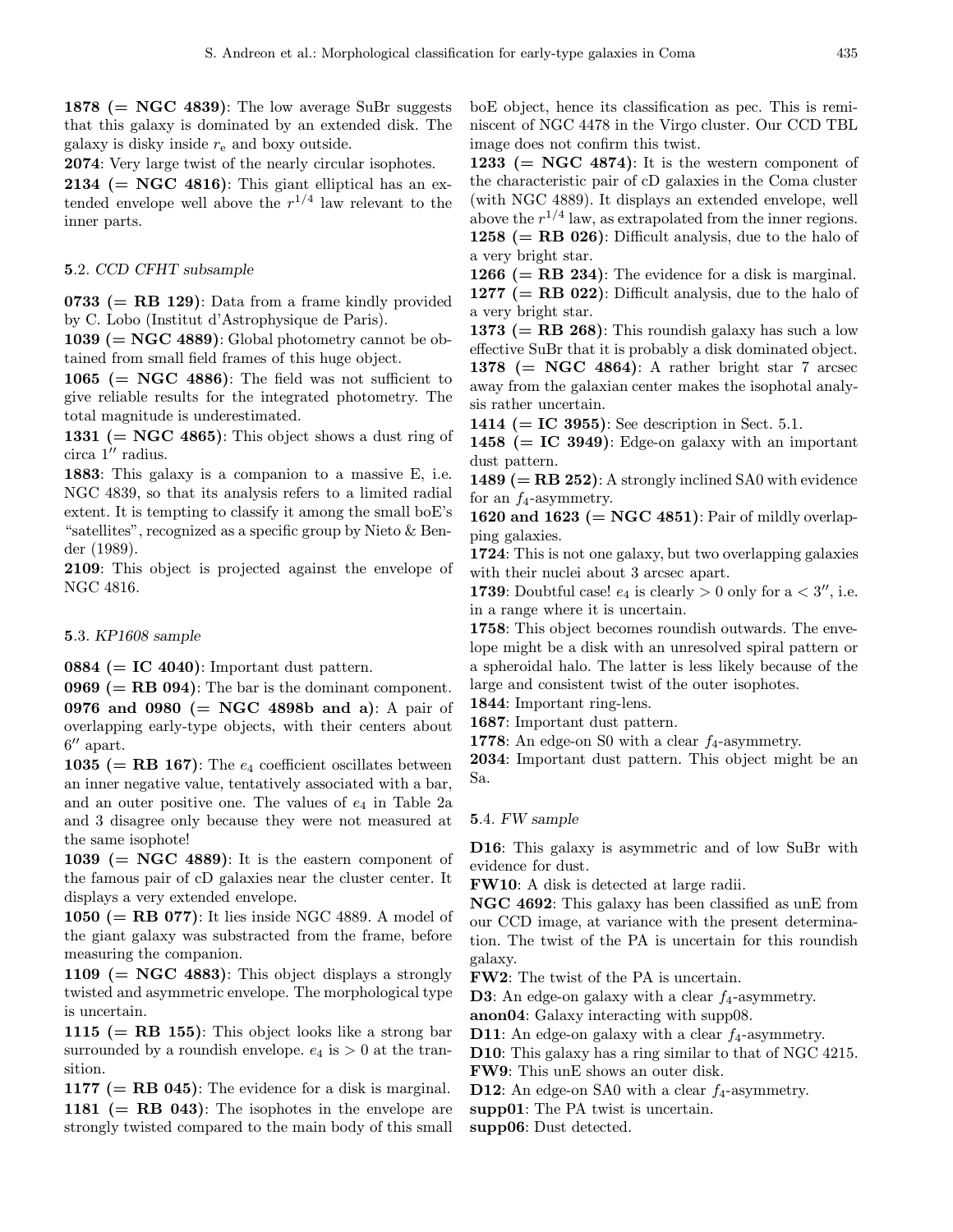**1878 (= NGC 4839)**: The low average SuBr suggests that this galaxy is dominated by an extended disk. The galaxy is disky inside $r_e$ and boxy outside.

**2074**: Very large twist of the nearly circular isophotes.

**2134 (= NGC 4816)**: This giant elliptical has an extended envelope well above the $r^{1/4}$ law relevant to the inner parts.

### 5.2. *CCD CFHT subsample*

**0733 (= RB 129)**: Data from a frame kindly provided by C. Lobo (Institut d'Astrophysique de Paris).

**1039 (= NGC 4889)**: Global photometry cannot be obtained from small field frames of this huge object.

**1065 (= NGC 4886)**: The field was not sufficient to give reliable results for the integrated photometry. The total magnitude is underestimated.

**1331 (= NGC 4865)**: This object shows a dust ring of circa $1''$ radius.

**1883**: This galaxy is a companion to a massive E, i.e. NGC 4839, so that its analysis refers to a limited radial extent. It is tempting to classify it among the small boE's "satellites", recognized as a specific group by Nieto & Bender (1989).

**2109**: This object is projected against the envelope of NGC 4816.

### 5.3. *KP1608 sample*

**0884 (= IC 4040)**: Important dust pattern.

**0969 (= RB 094)**: The bar is the dominant component.

**0976 and 0980 (= NGC 4898b and a)**: A pair of overlapping early-type objects, with their centers about $6''$ apart.

**1035 (= RB 167)**: The $e_4$ coefficient oscillates between an inner negative value, tentatively associated with a bar, and an outer positive one. The values of $e_4$ in Table 2a and 3 disagree only because they were not measured at the same isophote!

**1039 (= NGC 4889)**: It is the eastern component of the famous pair of cD galaxies near the cluster center. It displays a very extended envelope.

**1050 (= RB 077)**: It lies inside NGC 4889. A model of the giant galaxy was substracted from the frame, before measuring the companion.

**1109 (= NGC 4883)**: This object displays a strongly twisted and asymmetric envelope. The morphological type is uncertain.

**1115 (= RB 155)**: This object looks like a strong bar surrounded by a roundish envelope. $e_4$ is $> 0$ at the transition.

**1177 (= RB 045)**: The evidence for a disk is marginal.

**1181 (= RB 043)**: The isophotes in the envelope are strongly twisted compared to the main body of this small boE object, hence its classification as pec. This is reminiscent of NGC 4478 in the Virgo cluster. Our CCD TBL image does not confirm this twist.

**1233 (= NGC 4874)**: It is the western component of the characteristic pair of cD galaxies in the Coma cluster (with NGC 4889). It displays an extended envelope, well above the $r^{1/4}$ law, as extrapolated from the inner regions.

**1258 (= RB 026)**: Difficult analysis, due to the halo of a very bright star.

**1266 (= RB 234)**: The evidence for a disk is marginal.

**1277 (= RB 022)**: Difficult analysis, due to the halo of a very bright star.

**1373 (= RB 268)**: This roundish galaxy has such a low effective SuBr that it is probably a disk dominated object.

**1378 (= NGC 4864)**: A rather bright star 7 arcsec away from the galaxian center makes the isophotal analysis rather uncertain.

**1414 (= IC 3955)**: See description in Sect. 5.1.

**1458 (= IC 3949)**: Edge-on galaxy with an important dust pattern.

**1489 (= RB 252)**: A strongly inclined SA0 with evidence for an $f_4$-asymmetry.

**1620 and 1623 (= NGC 4851)**: Pair of mildly overlapping galaxies.

**1724**: This is not one galaxy, but two overlapping galaxies with their nuclei about 3 arcsec apart.

**1739**: Doubtful case! $e_4$ is clearly $> 0$ only for a $< 3''$, i.e. in a range where it is uncertain.

**1758**: This object becomes roundish outwards. The envelope might be a disk with an unresolved spiral pattern or a spheroidal halo. The latter is less likely because of the large and consistent twist of the outer isophotes.

**1844**: Important ring-lens.

**1687**: Important dust pattern.

**1778**: An edge-on S0 with a clear $f_4$-asymmetry.

**2034**: Important dust pattern. This object might be an Sa.

### 5.4. *FW sample*

**D16**: This galaxy is asymmetric and of low SuBr with evidence for dust.

**FW10**: A disk is detected at large radii.

**NGC 4692**: This galaxy has been classified as unE from our CCD image, at variance with the present determination. The twist of the PA is uncertain for this roundish galaxy.

**FW2**: The twist of the PA is uncertain.

**D3**: An edge-on galaxy with a clear $f_4$-asymmetry.

**anon04**: Galaxy interacting with supp08.

**D11**: An edge-on galaxy with a clear $f_4$-asymmetry.

**D10**: This galaxy has a ring similar to that of NGC 4215.

**FW9**: This unE shows an outer disk.

**D12**: An edge-on SA0 with a clear $f_4$-asymmetry.

**supp01**: The PA twist is uncertain.

**supp06**: Dust detected.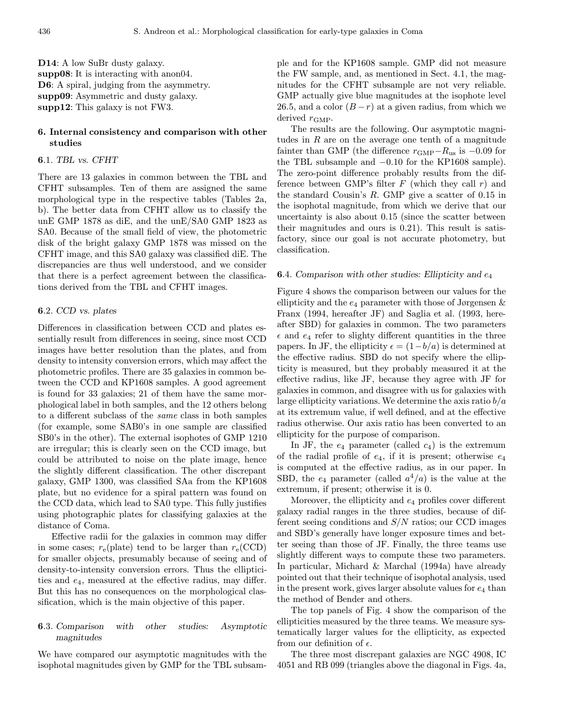**D14**: A low SuBr dusty galaxy.
**supp08**: It is interacting with anon04.
**D6**: A spiral, judging from the asymmetry.
**supp09**: Asymmetric and dusty galaxy.
**supp12**: This galaxy is not FW3.

## 6. Internal consistency and comparison with other studies

### 6.1. *TBL vs. CFHT*

There are 13 galaxies in common between the TBL and CFHT subsamples. Ten of them are assigned the same morphological type in the respective tables (Tables 2a, b). The better data from CFHT allow us to classify the unE GMP 1878 as diE, and the unE/SA0 GMP 1823 as SA0. Because of the small field of view, the photometric disk of the bright galaxy GMP 1878 was missed on the CFHT image, and this SA0 galaxy was classified diE. The discrepancies are thus well understood, and we consider that there is a perfect agreement between the classifications derived from the TBL and CFHT images.

### 6.2. *CCD vs. plates*

Differences in classification between CCD and plates essentially result from differences in seeing, since most CCD images have better resolution than the plates, and from density to intensity conversion errors, which may affect the photometric profiles. There are 35 galaxies in common between the CCD and KP1608 samples. A good agreement is found for 33 galaxies; 21 of them have the same morphological label in both samples, and the 12 others belong to a different subclass of the *same* class in both samples (for example, some SAB0's in one sample are classified SB0's in the other). The external isophotes of GMP 1210 are irregular; this is clearly seen on the CCD image, but could be attributed to noise on the plate image, hence the slightly different classification. The other discrepant galaxy, GMP 1300, was classified SAa from the KP1608 plate, but no evidence for a spiral pattern was found on the CCD data, which lead to SA0 type. This fully justifies using photographic plates for classifying galaxies at the distance of Coma.

Effective radii for the galaxies in common may differ in some cases; $r_e$(plate) tend to be larger than $r_e$(CCD) for smaller objects, presumably because of seeing and of density-to-intensity conversion errors. Thus the ellipticities and $e_4$, measured at the effective radius, may differ. But this has no consequences on the morphological classification, which is the main objective of this paper.

### 6.3. *Comparison with other studies: Asymptotic magnitudes*

We have compared our asymptotic magnitudes with the isophotal magnitudes given by GMP for the TBL subsample and for the KP1608 sample. GMP did not measure the FW sample, and, as mentioned in Sect. 4.1, the magnitudes for the CFHT subsample are not very reliable. GMP actually give blue magnitudes at the isophote level 26.5, and a color $(B-r)$ at a given radius, from which we derived $r_{\rm GMP}$.

The results are the following. Our asymptotic magnitudes in $R$ are on the average one tenth of a magnitude fainter than GMP (the difference $r_{\rm GMP}-R_{\rm us}$ is $-0.09$ for the TBL subsample and $-0.10$ for the KP1608 sample). The zero-point difference probably results from the difference between GMP's filter $F$ (which they call $r$) and the standard Cousin's $R$. GMP give a scatter of 0.15 in the isophotal magnitude, from which we derive that our uncertainty is also about 0.15 (since the scatter between their magnitudes and ours is 0.21). This result is satisfactory, since our goal is not accurate photometry, but classification.

### 6.4. *Comparison with other studies: Ellipticity and $e_4$*

Figure 4 shows the comparison between our values for the ellipticity and the $e_4$ parameter with those of Jørgensen & Franx (1994, hereafter JF) and Saglia et al. (1993, hereafter SBD) for galaxies in common. The two parameters $\epsilon$ and $e_4$ refer to slighty different quantities in the three papers. In JF, the ellipticity $\epsilon = (1-b/a)$ is determined at the effective radius. SBD do not specify where the ellipticity is measured, but they probably measured it at the effective radius, like JF, because they agree with JF for galaxies in common, and disagree with us for galaxies with large ellipticity variations. We determine the axis ratio $b/a$ at its extremum value, if well defined, and at the effective radius otherwise. Our axis ratio has been converted to an ellipticity for the purpose of comparison.

In JF, the $e_4$ parameter (called $c_4$) is the extremum of the radial profile of $e_4$, if it is present; otherwise $e_4$ is computed at the effective radius, as in our paper. In SBD, the $e_4$ parameter (called $a^4/a$) is the value at the extremum, if present; otherwise it is 0.

Moreover, the ellipticity and $e_4$ profiles cover different galaxy radial ranges in the three studies, because of different seeing conditions and $S/N$ ratios; our CCD images and SBD's generally have longer exposure times and better seeing than those of JF. Finally, the three teams use slightly different ways to compute these two parameters. In particular, Michard & Marchal (1994a) have already pointed out that their technique of isophotal analysis, used in the present work, gives larger absolute values for $e_4$ than the method of Bender and others.

The top panels of Fig. 4 show the comparison of the ellipticities measured by the three teams. We measure systematically larger values for the ellipticity, as expected from our definition of $\epsilon$.

The three most discrepant galaxies are NGC 4908, IC 4051 and RB 099 (triangles above the diagonal in Figs. 4a,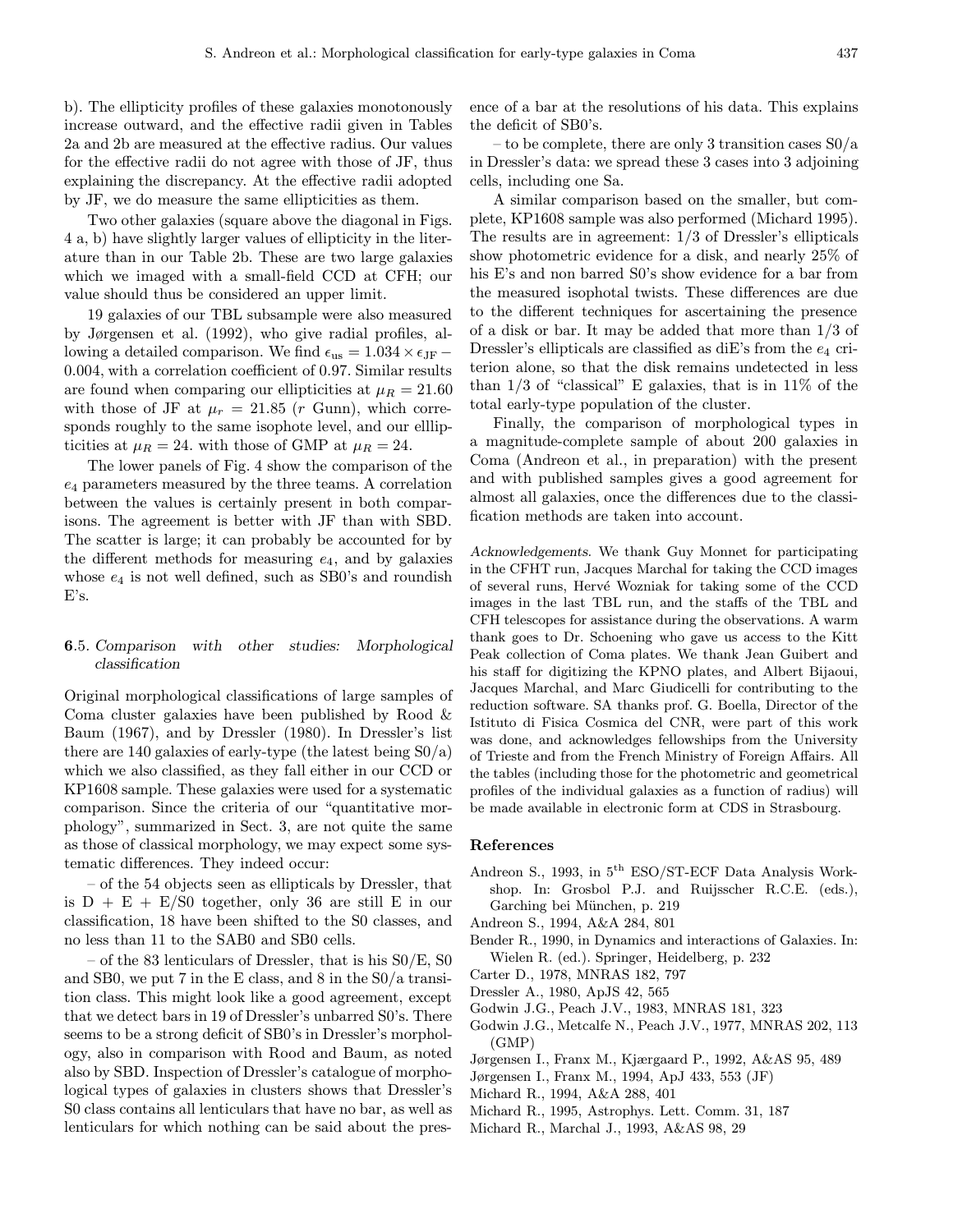b). The ellipticity profiles of these galaxies monotonously increase outward, and the effective radii given in Tables 2a and 2b are measured at the effective radius. Our values for the effective radii do not agree with those of JF, thus explaining the discrepancy. At the effective radii adopted by JF, we do measure the same ellipticities as them.

Two other galaxies (square above the diagonal in Figs. 4 a, b) have slightly larger values of ellipticity in the literature than in our Table 2b. These are two large galaxies which we imaged with a small-field CCD at CFH; our value should thus be considered an upper limit.

19 galaxies of our TBL subsample were also measured by Jørgensen et al. (1992), who give radial profiles, allowing a detailed comparison. We find $\epsilon_{\rm us} = 1.034 \times \epsilon_{\rm JF} - 0.004$, with a correlation coefficient of 0.97. Similar results are found when comparing our ellipticities at $\mu_R = 21.60$ with those of JF at $\mu_r = 21.85$ ($r$ Gunn), which corresponds roughly to the same isophote level, and our elllipticities at $\mu_R = 24.$ with those of GMP at $\mu_R = 24$.

The lower panels of Fig. 4 show the comparison of the $e_4$ parameters measured by the three teams. A correlation between the values is certainly present in both comparisons. The agreement is better with JF than with SBD. The scatter is large; it can probably be accounted for by the different methods for measuring $e_4$, and by galaxies whose $e_4$ is not well defined, such as SB0's and roundish E's.

### 6.5. *Comparison with other studies: Morphological classification*

Original morphological classifications of large samples of Coma cluster galaxies have been published by Rood & Baum (1967), and by Dressler (1980). In Dressler's list there are 140 galaxies of early-type (the latest being S0/a) which we also classified, as they fall either in our CCD or KP1608 sample. These galaxies were used for a systematic comparison. Since the criteria of our "quantitative morphology", summarized in Sect. 3, are not quite the same as those of classical morphology, we may expect some systematic differences. They indeed occur:

– of the 54 objects seen as ellipticals by Dressler, that is D + E + E/S0 together, only 36 are still E in our classification, 18 have been shifted to the S0 classes, and no less than 11 to the SAB0 and SB0 cells.

– of the 83 lenticulars of Dressler, that is his S0/E, S0 and SB0, we put 7 in the E class, and 8 in the S0/a transition class. This might look like a good agreement, except that we detect bars in 19 of Dressler's unbarred S0's. There seems to be a strong deficit of SB0's in Dressler's morphology, also in comparison with Rood and Baum, as noted also by SBD. Inspection of Dressler's catalogue of morphological types of galaxies in clusters shows that Dressler's S0 class contains all lenticulars that have no bar, as well as lenticulars for which nothing can be said about the presence of a bar at the resolutions of his data. This explains the deficit of SB0's.

– to be complete, there are only 3 transition cases S0/a in Dressler's data: we spread these 3 cases into 3 adjoining cells, including one Sa.

A similar comparison based on the smaller, but complete, KP1608 sample was also performed (Michard 1995). The results are in agreement: 1/3 of Dressler's ellipticals show photometric evidence for a disk, and nearly 25% of his E's and non barred S0's show evidence for a bar from the measured isophotal twists. These differences are due to the different techniques for ascertaining the presence of a disk or bar. It may be added that more than 1/3 of Dressler's ellipticals are classified as diE's from the $e_4$ criterion alone, so that the disk remains undetected in less than 1/3 of "classical" E galaxies, that is in 11% of the total early-type population of the cluster.

Finally, the comparison of morphological types in a magnitude-complete sample of about 200 galaxies in Coma (Andreon et al., in preparation) with the present and with published samples gives a good agreement for almost all galaxies, once the differences due to the classification methods are taken into account.

*Acknowledgements.* We thank Guy Monnet for participating in the CFHT run, Jacques Marchal for taking the CCD images of several runs, Hervé Wozniak for taking some of the CCD images in the last TBL run, and the staffs of the TBL and CFH telescopes for assistance during the observations. A warm thank goes to Dr. Schoening who gave us access to the Kitt Peak collection of Coma plates. We thank Jean Guibert and his staff for digitizing the KPNO plates, and Albert Bijaoui, Jacques Marchal, and Marc Giudicelli for contributing to the reduction software. SA thanks prof. G. Boella, Director of the Istituto di Fisica Cosmica del CNR, were part of this work was done, and acknowledges fellowships from the University of Trieste and from the French Ministry of Foreign Affairs. All the tables (including those for the photometric and geometrical profiles of the individual galaxies as a function of radius) will be made available in electronic form at CDS in Strasbourg.

## References

- Andreon S., 1993, in 5th ESO/ST-ECF Data Analysis Workshop. In: Grosbol P.J. and Ruijsscher R.C.E. (eds.), Garching bei München, p. 219
- Andreon S., 1994, A&A 284, 801
- Bender R., 1990, in Dynamics and interactions of Galaxies. In: Wielen R. (ed.). Springer, Heidelberg, p. 232
- Carter D., 1978, MNRAS 182, 797
- Dressler A., 1980, ApJS 42, 565
- Godwin J.G., Peach J.V., 1983, MNRAS 181, 323
- Godwin J.G., Metcalfe N., Peach J.V., 1977, MNRAS 202, 113 (GMP)
- Jørgensen I., Franx M., Kjærgaard P., 1992, A&AS 95, 489
- Jørgensen I., Franx M., 1994, ApJ 433, 553 (JF)
- Michard R., 1994, A&A 288, 401
- Michard R., 1995, Astrophys. Lett. Comm. 31, 187
- Michard R., Marchal J., 1993, A&AS 98, 29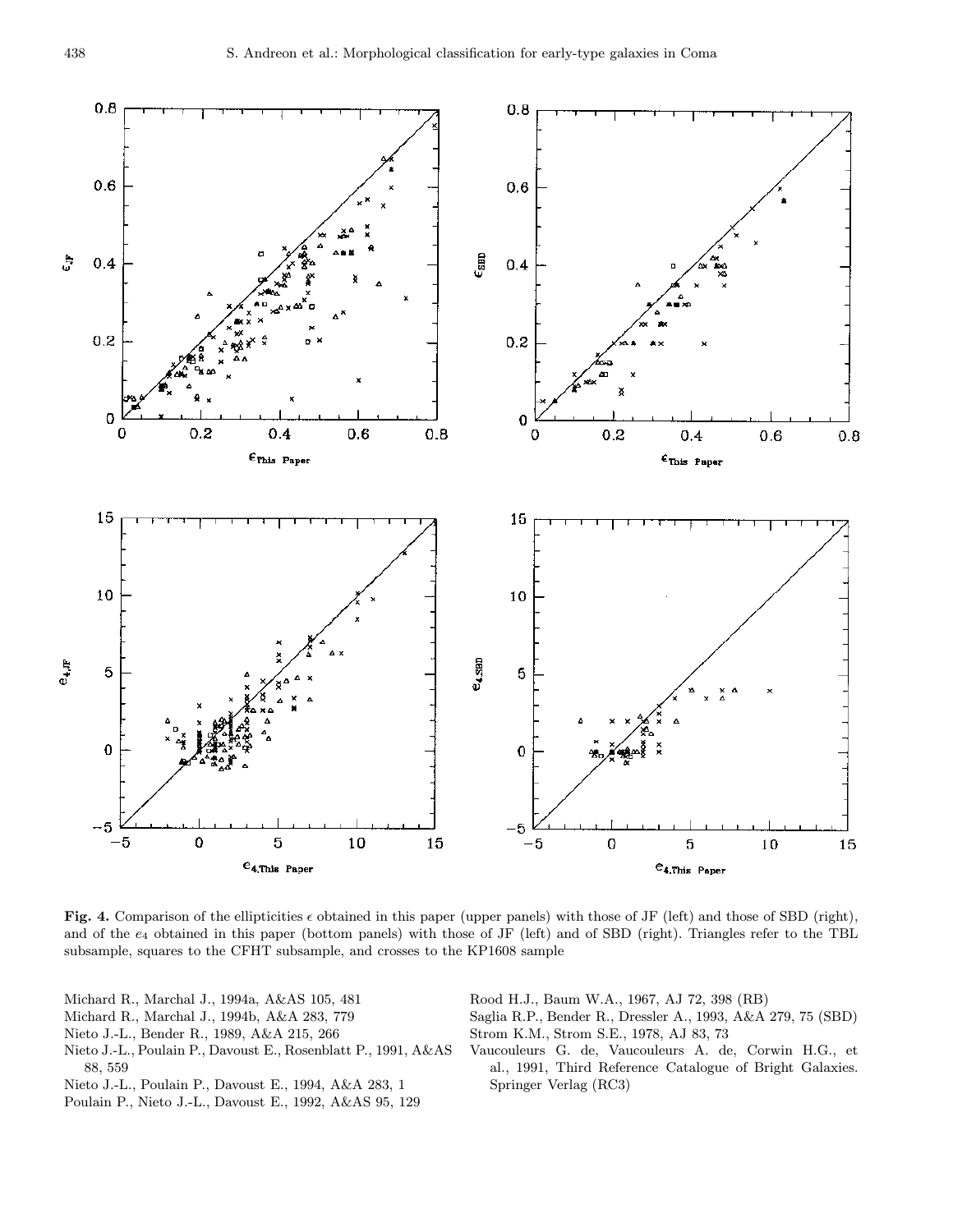**Fig. 4.** Comparison of the ellipticities $\epsilon$ obtained in this paper (upper panels) with those of JF (left) and those of SBD (right), and of the $e_4$ obtained in this paper (bottom panels) with those of JF (left) and of SBD (right). Triangles refer to the TBL subsample, squares to the CFHT subsample, and crosses to the KP1608 sample

Michard R., Marchal J., 1994a, A&AS 105, 481

Michard R., Marchal J., 1994b, A&A 283, 779

Nieto J.-L., Bender R., 1989, A&A 215, 266

Nieto J.-L., Poulain P., Davoust E., Rosenblatt P., 1991, A&AS 88, 559

Nieto J.-L., Poulain P., Davoust E., 1994, A&A 283, 1

Poulain P., Nieto J.-L., Davoust E., 1992, A&AS 95, 129

Rood H.J., Baum W.A., 1967, AJ 72, 398 (RB)

Saglia R.P., Bender R., Dressler A., 1993, A&A 279, 75 (SBD)

Strom K.M., Strom S.E., 1978, AJ 83, 73

Vaucouleurs G. de, Vaucouleurs A. de, Corwin H.G., et al., 1991, Third Reference Catalogue of Bright Galaxies. Springer Verlag (RC3)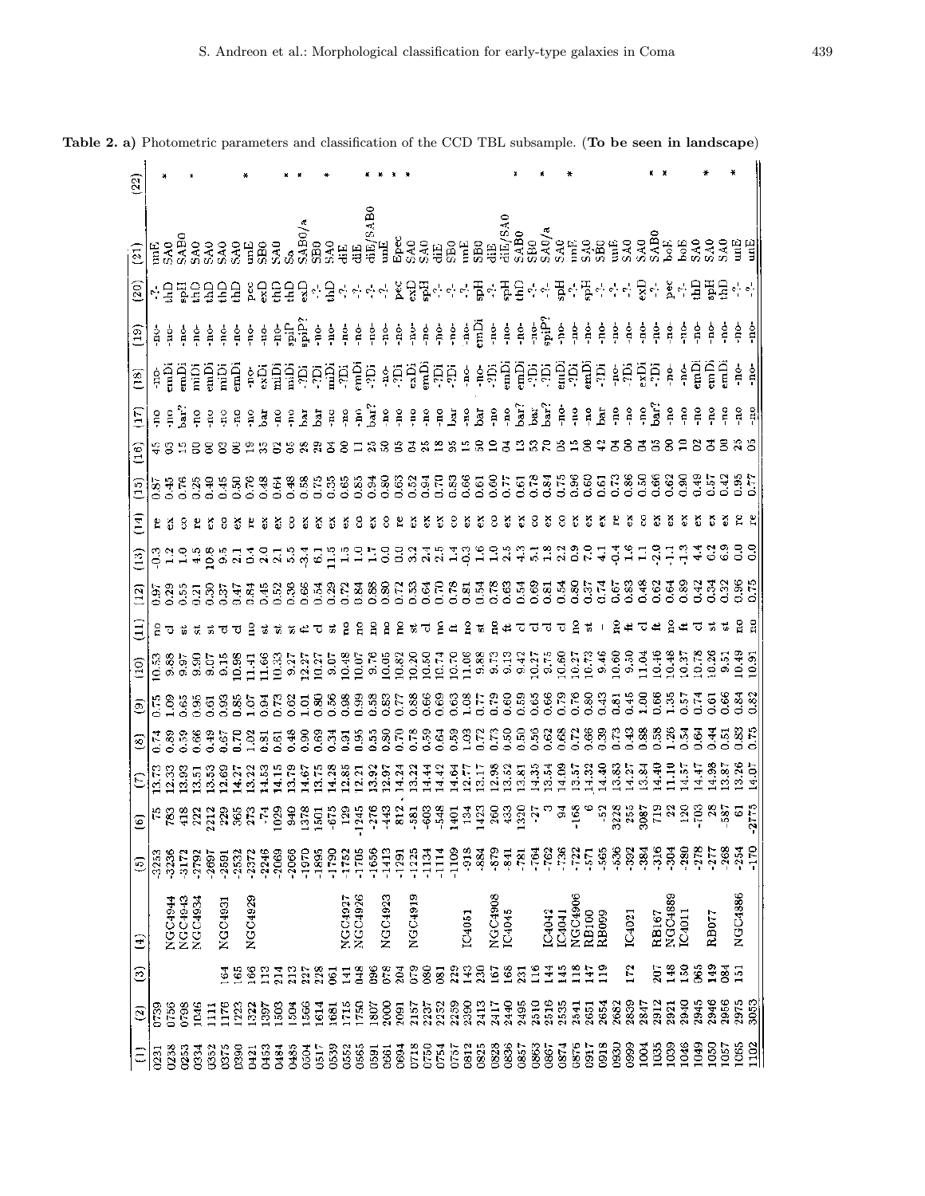**Table 2. a)** Photometric parameters and classification of the CCD TBL subsample. (**To be seen in landscape**)

| (1) | (2) | (3) | (4) | (5) | (6) | (7) | (8) | (9) | (10) | (11) | (12) | (13) | (14) | (15) | (16) | (17) | (18) | (19) | (20) | (21) | (22) |
|---|---|---|---|---|---|---|---|---|---|---|---|---|---|---|---|---|---|---|---|---|---|
| 0231 | 0739 | | | -3253 | 75 | 13.73 | 0.74 | 0.75 | 10.53 | no | 0.97 | -0.3 | re | 0.87 | 45 | -no | -no- | -no- | -?- | unE | |
| 0238 | 0756 | | NGC4944 | -3236 | 783 | 12.33 | 0.89 | 1.09 | 9.88 | cl | 0.29 | 1.2 | ex | 0.45 | 93 | -no | emDi | -no- | thD | SA0 | * |
| 0253 | 0798 | | NGC4943 | -3172 | 418 | 13.93 | 0.59 | 0.63 | 9.97 | st | 0.55 | 1.0 | co | 0.76 | 15 | bar? | emDi | -no- | spH | SAB0 | |
| 0334 | 1046 | | NGC4934 | -2792 | 222 | 13.51 | 0.66 | 0.95 | 9.90 | st | 0.21 | 4.5 | re | 0.25 | 00 | -no | miDi | -no- | thD | SA0 | * |
| 0352 | 1111 | | | -2697 | 2212 | 13.53 | 0.49 | 0.61 | 9.07 | st | 0.30 | 10.8 | ex | 0.40 | 00 | -no | emDi | -no- | thD | SA0 | |
| 0375 | 1176 | 164 | NGC4931 | -2591 | 229 | 12.69 | 0.67 | 0.93 | 9.15 | cl | 0.37 | 9.5 | co | 0.45 | 00 | -no | miDi | -no- | thD | SA0 | |
| 0390 | 1223 | 165 | | -2532 | 365 | 14.27 | 0.70 | 0.85 | 10.98 | cl | 0.47 | 2.1 | ex | 0.50 | 00 | -no | emDi | -no- | thD | SA0 | * |
| 0421 | 1322 | 166 | NGC4929 | -2372 | 273 | 13.22 | 1.02 | 1.07 | 11.41 | no | 0.84 | 0.4 | re | 0.76 | 19 | -no | -no- | -no- | pec | unE | |
| 0453 | 1397 | 112 | | -2246 | -74 | 14.83 | 0.81 | 0.84 | 11.66 | st | 0.45 | 2.0 | ex | 0.48 | 33 | bar | exDi | -no- | exD | SB0 | |
| 0484 | 1503 | 214 | | -2069 | 1029 | 14.15 | 0.61 | 0.73 | 10.33 | st | 0.52 | 2.1 | ex | 0.64 | 02 | -no | miDi | -no- | thD | SA0 | |
| 0485 | 1504 | 213 | | -2066 | 940 | 13.79 | 0.48 | 0.62 | 9.27 | st | 0.38 | 5.5 | co | 0.48 | 05 | -no | miDi | spiP | thD | Sa | * |
| 0504 | 1566 | 227 | | -1970 | 1378 | 14.67 | 0.90 | 1.01 | 12.27 | ft | 0.66 | -3.4 | ex | 0.58 | 28 | bar | -?Di | spiP? | exD | SAB0/a | * |
| 0517 | 1614 | 228 | | -1895 | 1501 | 13.75 | 0.69 | 0.80 | 10.27 | cl | 0.54 | 6.1 | ex | 0.75 | 29 | bar | -?Di | -no- | -?- | SB0 | |
| 0539 | 1681 | 061 | | -1790 | -675 | 14.28 | 0.34 | 0.56 | 9.07 | st | 0.29 | 11.5 | ex | 0.35 | 04 | -no | miDi | -no- | thD | SA0 | * |
| 0552 | 1715 | 141 | NGC4927 | -1752 | 129 | 12.85 | 0.91 | 0.98 | 10.48 | no | 0.72 | 1.5 | ex | 0.65 | 00 | -no | -?Di | -no- | -?- | dE | |
| 0565 | 1750 | 048 | NGC4926 | -1705 | -1245 | 12.21 | 0.95 | 0.99 | 10.07 | no | 0.84 | 1.0 | co | 0.85 | 11 | -no | emDi | -no- | -?- | dE | |
| 0591 | 1807 | 096 | | -1656 | -276 | 13.92 | 0.55 | 0.58 | 9.76 | no | 0.88 | 1.7 | ex | 0.94 | 25 | bar? | -?Di | -no- | -?- | dE/SAB0 | * |
| 0661 | 2000 | 078 | NGC4923 | -1413 | -443 | 12.97 | 0.80 | 0.83 | 10.05 | no | 0.80 | 0.0 | co | 0.80 | 50 | -no | -no- | -no- | -?- | unE | * |
| 0694 | 2091 | 204 | | -1291 | 812 | 14.24 | 0.70 | 0.77 | 10.82 | no | 0.72 | 0.0 | re | 0.63 | 05 | -no | -?Di | -no- | pec | Epec | * |
| 0718 | 2157 | 079 | NGC4919 | -1225 | -581 | 13.22 | 0.78 | 0.88 | 10.20 | st | 0.33 | 3.2 | ex | 0.52 | 04 | -no | exDi | -no- | exD | SA0 | |
| 0750 | 2237 | 080 | | -1134 | -603 | 14.44 | 0.59 | 0.66 | 10.50 | cl | 0.64 | 2.4 | ex | 0.94 | 23 | -no | emDi | -no- | spH | SA0 | |
| 0754 | 2252 | 081 | | -1114 | -548 | 14.42 | 0.64 | 0.69 | 10.74 | no | 0.70 | 2.5 | ex | 0.70 | 18 | -no | -?Di | -no- | -?- | dE | |
| 0757 | 2259 | 229 | | -1109 | 1401 | 14.64 | 0.59 | 0.63 | 10.70 | ft | 0.78 | 1.4 | co | 0.83 | 95 | bar | -?Di | -no- | -?- | SB0 | |
| 0812 | 2390 | 143 | IC4051 | -918 | 134 | 12.77 | 1.03 | 1.08 | 11.06 | no | 0.81 | -0.3 | ex | 0.66 | 15 | -no | -no- | -no- | -?- | unE | |
| 0825 | 2413 | 230 | | -884 | 1423 | 13.17 | 0.72 | 0.77 | 9.88 | st | 0.54 | 1.6 | ex | 0.61 | 50 | bar | -no- | emDi | spH | SB0 | |
| 0828 | 2417 | 167 | NGC4908 | -879 | 260 | 12.98 | 0.73 | 0.79 | 9.73 | no | 0.78 | 1.0 | ex | 0.60 | 10 | -no | -?Di | -no- | -?- | dE | |
| 0836 | 2440 | 168 | IC4045 | -841 | 433 | 13.52 | 0.50 | 0.60 | 9.13 | ft | 0.63 | 2.5 | ex | 0.77 | 04 | -no | emDi | -no- | spH | dE/SA0 | * |
| 0857 | 2495 | 231 | | -781 | 1320 | 13.81 | 0.50 | 0.59 | 9.42 | cl | 0.54 | 4.3 | ex | 0.61 | 13 | bar? | emDi | -no- | thD | SAB0 | |
| 0863 | 2510 | 116 | IC4042 | -764 | -27 | 14.35 | 0.56 | 0.65 | 10.27 | cl | 0.69 | 5.1 | co | 0.78 | 53 | bar | -?Di | -no- | -?- | SB0 | |
| 0867 | 2516 | 144 | IC4041 | -762 | 3 | 13.54 | 0.62 | 0.66 | 9.75 | cl | 0.81 | 1.8 | ex | 0.84 | 70 | bar? | -?Di | spiP? | -?- | SA0/a | * |
| 0874 | 2535 | 145 | | -736 | 94 | 14.09 | 0.68 | 0.79 | 10.60 | cl | 0.54 | 2.2 | co | 0.75 | 05 | -no- | emDi | -no- | spH | SA0 | |
| 0876 | 2541 | 118 | NGC4906 | -722 | -168 | 13.57 | 0.72 | 0.76 | 10.27 | no | 0.80 | 0.9 | ex | 0.96 | 15 | -no | -?Di | -no- | -no | unE | * |
| 0917 | 2651 | 147 | RB100 | -571 | 6 | 14.32 | 0.66 | 0.80 | 10.73 | st | 0.37 | 7.0 | ex | 0.60 | 00 | -no | emDi | -no- | spH | SA0 | |
| 0918 | 2654 | 119 | RB099 | -565 | -52 | 14.40 | 0.39 | 0.43 | 9.46 | - | 0.74 | 4.1 | ex | 0.61 | 42 | bar | -?Di | -no- | -?- | SB0 | |
| 0930 | 2682 | | | -536 | 3228 | 13.83 | 0.73 | 0.81 | 10.60 | no | 0.67 | -0.4 | re | 0.73 | 04 | -no | -no- | -no- | -?- | unE | |
| 0999 | 2839 | 172 | | -392 | 255 | 14.27 | 0.43 | 0.45 | 9.30 | ft | 0.83 | 1.6 | ex | 0.86 | 00 | -no | -?Di | -no- | -?- | SA0 | |
| 1004 | 2847 | | IC4021 | -384 | 3087 | 13.84 | 0.88 | 1.00 | 11.04 | cl | 0.48 | 1.1 | co | 0.50 | 04 | -no | exDi | -no- | exD | SA0 | |
| 1035 | 2912 | 207 | RB167 | -316 | 719 | 14.40 | 0.58 | 0.66 | 10.46 | ft | 0.62 | -2.0 | ex | 0.66 | 05 | bar? | -?Di | -no- | -?- | SAB0 | * |
| 1039 | 2921 | 148 | NGC4889 | -304 | 22 | 11.10 | 1.26 | 1.35 | 10.48 | no | 0.64 | -1.1 | co | 0.62 | 00 | -no | -no- | -no- | pec | boE | * |
| 1046 | 2940 | 150 | IC4011 | -280 | 120 | 14.57 | 0.54 | 0.57 | 10.37 | ft | 0.89 | -1.3 | ex | 0.90 | 10 | -no | -no- | -no- | -?- | boE | |
| 1049 | 2945 | 065 | | -278 | -703 | 14.47 | 0.64 | 0.74 | 10.78 | cl | 0.42 | 4.4 | ex | 0.49 | 02 | -no | emDi | -no- | thD | SA0 | |
| 1050 | 2946 | 149 | RB077 | -277 | 28 | 14.98 | 0.44 | 0.61 | 10.26 | st | 0.34 | 6.2 | ex | 0.57 | 04 | -no | emDi | -no- | spH | SA0 | * |
| 1057 | 2956 | 084 | | -268 | -587 | 13.87 | 0.51 | 0.66 | 9.51 | st | 0.32 | 6.9 | ex | 0.42 | 00 | -no | emDi | -no- | thD | SA0 | |
| 1065 | 2975 | 151 | NGC4886 | -254 | 61 | 13.26 | 0.83 | 0.84 | 10.49 | no | 0.96 | 0.0 | re | 0.95 | 25 | -no | -no- | -no- | -?- | unE | * |
| 1102 | 3053 | | | -170 | -2773 | 14.07 | 0.75 | 0.82 | 10.91 | no | 0.75 | 0.0 | re | 0.77 | 05 | -no | -no- | -no- | -?- | unE | |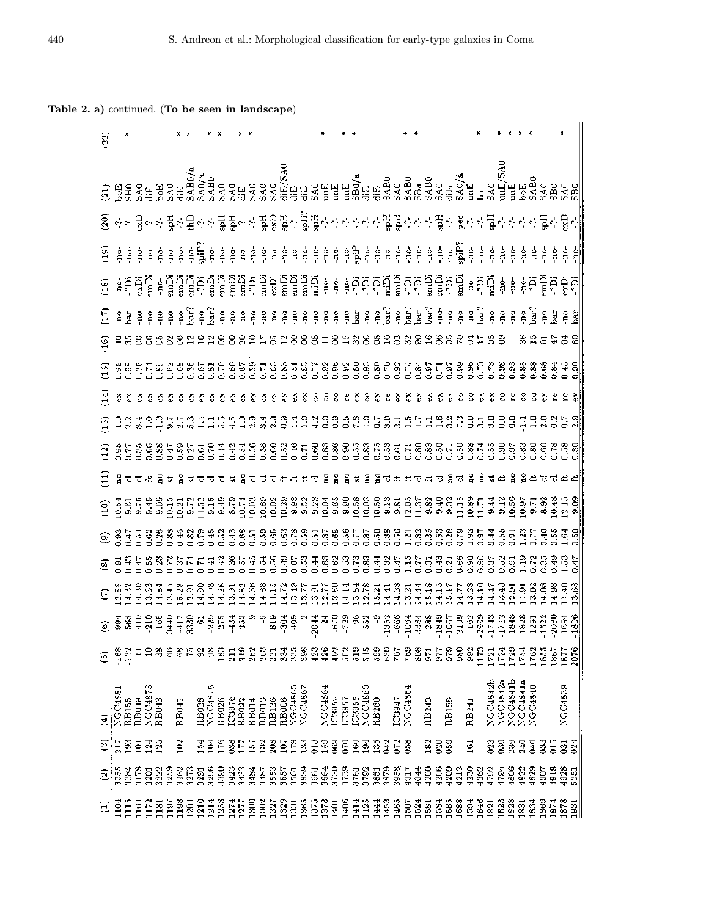**Table 2. a)** continued. (**To be seen in landscape**)

| (1) | (2) | (3) | (4) | (5) | (6) | (7) | (8) | (9) | (10) | (11) | (12) | (13) | (14) | (15) | (16) | (17) | (18) | (19) | (20) | (21) | (22) |
|---|---|---|---|---|---|---|---|---|---|---|---|---|---|---|---|---|---|---|---|---|---|
| 1104 | 3055 | 217 | NGC4881 | -168 | 994 | 12.88 | 0.91 | 0.93 | 10.54 | no | 0.95 | -1.0 | ex | 0.95 | 40 | -no | -no- | -no- | -?- | boE | |
| 1115 | 3084 | 193 | RB155 | -132 | 568 | 14.32 | 0.43 | 0.47 | 9.61 | cl | 0.77 | 2.2 | ex | 0.98 | 35 | bar | -?Di | -no- | -?- | SB0 | * |
| 1164 | 3178 | 101 | RB049 | -11 | -410 | 14.30 | 0.47 | 0.54 | 9.75 | cl | 0.35 | 8.4 | ex | 0.35 | 00 | -no | exDi | -no- | exD | SA0 | |
| 1172 | 3201 | 124 | NGC4876 | 10 | -210 | 13.63 | 0.55 | 0.62 | 9.49 | ft | 0.66 | 1.0 | ex | 0.74 | 06 | -no | emDi | -no- | -?- | dE | |
| 1181 | 3222 | 125 | RB043 | 38 | -166 | 14.84 | 0.23 | 0.26 | 9.09 | no | 0.88 | -1.0 | ex | 0.89 | 05 | -no | -no- | -no- | -?- | boE | |
| 1197 | 3259 | | | 66 | 3440 | 13.45 | 0.72 | 0.88 | 10.15 | st | 0.47 | 9.7 | ex | 0.62 | 02 | -no | emDi | -no- | spH | SA0 | |
| 1198 | 3262 | 102 | RB041 | 68 | -417 | 15.28 | 0.37 | 0.46 | 10.21 | no | 0.59 | 2.7 | ex | 0.68 | 09 | -no | emDi | -no- | -?- | dE | * |
| 1204 | 3273 | | | 75 | 3330 | 12.91 | 0.74 | 0.82 | 9.72 | st | 0.27 | 5.3 | ex | 0.36 | 12 | bar? | emDi | -no- | thD | SAB0/a | * |
| 1210 | 3291 | 154 | RB038 | 92 | 61 | 14.90 | 0.71 | 0.79 | 11.53 | cl | 0.61 | 1.4 | ex | 0.67 | 10 | -no | -?Di | spiP? | -?- | SA0/a | * |
| 1214 | 3296 | 104 | NGC4875 | 98 | -229 | 14.03 | 0.41 | 0.48 | 9.15 | cl | 0.70 | 1.1 | ex | 0.81 | 12 | bar? | emDi | -no- | -?- | SAB0 | * |
| 1258 | 3390 | 176 | RB026 | 183 | 275 | 14.28 | 0.42 | 0.52 | 9.49 | cl | 0.44 | 5.5 | ex | 0.70 | 00 | -no | emDi | -no- | spH | SA0 | |
| 1274 | 3423 | 088 | IC3976 | 211 | -434 | 13.91 | 0.36 | 0.43 | 8.79 | st | 0.42 | 4.5 | ex | 0.60 | 00 | -no | emDi | -no- | spH | SA0 | |
| 1277 | 3433 | 177 | RB022 | 219 | 252 | 14.82 | 0.57 | 0.68 | 10.74 | no | 0.54 | 1.0 | ex | 0.67 | 20 | -no | emDi | -no- | -?- | SA0 | * |
| 1300 | 3484 | 157 | RB014 | 262 | 9 | 14.66 | 0.45 | 0.51 | 10.03 | cl | 0.56 | 2.9 | ex | 0.59 | 10 | -no | -?Di | -no- | -?- | dE | * |
| 1302 | 3487 | 132 | RB013 | 263 | -9 | 14.88 | 0.54 | 0.59 | 10.69 | cl | 0.58 | 3.4 | ex | 0.71 | 17 | -no | emDi | -no- | spH | SA0 | |
| 1327 | 3553 | 208 | RB136 | 331 | 819 | 14.15 | 0.56 | 0.65 | 10.02 | cl | 0.60 | 2.0 | ex | 0.63 | 05 | -no | exDi | -no- | exD | SA0 | |
| 1329 | 3557 | 107 | RB006 | 334 | -304 | 14.72 | 0.49 | 0.63 | 10.29 | ft | 0.52 | 0.9 | ex | 0.83 | 12 | -no | emDi | -no- | spH | dE/SA0 | |
| 1331 | 3561 | 179 | NGC4865 | 335 | 409 | 13.49 | 0.67 | 0.78 | 9.93 | ft | 0.46 | 1.4 | ex | 0.51 | 00 | -no | emDi | -no- | -?- | dE | |
| 1365 | 3639 | 133 | NGC4867 | 398 | 2 | 13.77 | 0.53 | 0.59 | 9.52 | ft | 0.71 | 1.0 | ex | 0.83 | 00 | -no | emDi | -no- | spH? | dE | |
| 1375 | 3661 | 013 | | 423 | -2044 | 13.91 | 0.44 | 0.51 | 9.23 | cl | 0.60 | 4.2 | co | 0.77 | 08 | -no | miDi | -no- | spH | SA0 | |
| 1378 | 3664 | 159 | NGC4864 | 426 | 24 | 12.77 | 0.83 | 0.87 | 10.04 | no | 0.83 | 0.0 | co | 0.92 | 11 | -no | -no- | -no- | -?- | unE | * |
| 1401 | 3730 | 069 | IC3959 | 492 | -670 | 13.60 | 0.62 | 0.65 | 9.65 | no | 0.86 | 0.0 | co | 0.96 | 00 | -no | -no- | -no- | -?- | unE | |
| 1406 | 3739 | 070 | IC3957 | 502 | -729 | 14.14 | 0.53 | 0.56 | 9.90 | no | 0.90 | 0.5 | re | 0.92 | 15 | -no | -no- | -no- | -?- | unE | * |
| 1414 | 3761 | 160 | IC3955 | 519 | 96 | 13.84 | 0.73 | 0.77 | 10.58 | st | 0.55 | 7.8 | ex | 0.80 | 32 | bar | -?Di | spiP | -?- | SB0/a | * |
| 1425 | 3792 | 194 | NGC4860 | 545 | 552 | 12.78 | 0.83 | 0.87 | 10.03 | no | 0.83 | 1.0 | co | 0.93 | 06 | -no | -?Di | -no- | -?- | dE | |
| 1444 | 3851 | 135 | RB260 | 599 | -9 | 15.21 | 0.44 | 0.50 | 10.50 | no | 0.75 | 0.7 | ex | 0.71 | 08 | -no | -?Di | -no- | -?- | dE | |
| 1453 | 3879 | 042 | | 630 | -1352 | 14.41 | 0.32 | 0.38 | 9.13 | cl | 0.53 | 3.0 | re | 0.80 | 10 | bar? | miDi | -no- | spH | SAB0 | |
| 1485 | 3958 | 072 | IC3947 | 707 | -666 | 14.38 | 0.47 | 0.56 | 9.81 | ft | 0.61 | 3.1 | ex | 0.92 | 03 | -no | emDi | -no- | spH | SA0 | |
| 1507 | 4017 | 058 | NGC4854 | 769 | -1064 | 13.21 | 1.15 | 1.21 | 12.05 | ft | 1.21 | 1.5 | ex | 0.74 | 02 | bar? | -?Di | -no- | -?- | SAB0 | * |
| 1524 | 4044 | | | 808 | 3381 | 14.44 | 0.77 | 0.82 | 11.37 | cl | 0.80 | 1.7 | ex | 0.84 | 90 | bar | -?Di | -no- | -?- | SBa | * |
| 1581 | 4200 | 182 | RB243 | 971 | 288 | 15.18 | 0.31 | 0.36 | 9.82 | ft | 0.89 | 1.1 | ex | 0.97 | 16 | bar? | emDi | -no- | -?- | SAB0 | |
| 1584 | 4206 | 020 | | 977 | -1849 | 14.15 | 0.43 | 0.53 | 9.40 | cl | 0.50 | 1.6 | ex | 0.71 | 06 | -no | emDi | -no- | spH | SA0 | |
| 1585 | 4209 | 059 | RB188 | 979 | -1067 | 15.17 | 0.21 | 0.28 | 9.32 | no | 0.71 | 3.2 | ex | 0.97 | 05 | -no | -?Di | -no- | -?- | dE | |
| 1588 | 4213 | | | 980 | 3199 | 14.77 | 0.66 | 0.79 | 11.15 | cl | 0.50 | 7.3 | co | 0.99 | 70 | -no | emDi | spiP? | pec | SA0/a | |
| 1594 | 4230 | 161 | RB241 | 992 | 162 | 13.28 | 0.90 | 0.93 | 10.89 | no | 0.88 | 0.0 | co | 0.96 | 04 | -no | -no- | -no- | -?- | unE | |
| 1646 | 4362 | | | 1173 | -2999 | 14.10 | 0.90 | 0.97 | 11.71 | no | 0.74 | 3.1 | ex | 0.73 | 17 | bar? | -?Di | -no- | -?- | Irr | * |
| 1821 | 4792 | 023 | NGC4842b | 1721 | -1743 | 14.47 | 0.37 | 0.44 | 9.44 | st | 0.55 | 3.0 | ex | 0.78 | 05 | -no | miDi | -no- | spH | SA0 | |
| 1823 | 4794 | 030 | NGC4842a | 1724 | -1712 | 13.43 | 0.52 | 0.55 | 9.12 | ft | 0.90 | 0.0 | co | 0.98 | 09 | -no | -no- | -no- | -?- | unE/SA0 | * |
| 1828 | 4806 | 239 | NGC4841b | 1729 | 1848 | 12.91 | 0.91 | 0.91 | 10.56 | no | 0.97 | 0.0 | re | 0.93 | - | -no | -no- | -no- | -?- | unE | * |
| 1831 | 4822 | 240 | NGC4841a | 1754 | 1828 | 11.91 | 1.19 | 1.23 | 10.97 | no | 0.83 | -1.1 | co | 0.86 | 36 | -no | -no- | -no- | -?- | boE | * |
| 1834 | 4829 | 046 | NGC4840 | 1762 | -1291 | 13.02 | 0.72 | 0.77 | 9.71 | ft | 0.80 | 1.0 | co | 0.88 | 15 | bar? | -?Di | -no- | -?- | SAB0 | * |
| 1869 | 4907 | 033 | | 1855 | -1522 | 14.08 | 0.35 | 0.40 | 8.92 | st | 0.60 | 2.0 | ex | 0.68 | 01 | -no | emDi | -no- | spH | SA0 | |
| 1874 | 4918 | 015 | | 1867 | -2030 | 14.93 | 0.49 | 0.55 | 10.48 | cl | 0.78 | 0.2 | re | 0.84 | 47 | bar | -?Di | -no- | -?- | SB0 | |
| 1878 | 4928 | 031 | NGC4839 | 1877 | -1694 | 11.40 | 1.53 | 1.64 | 12.15 | ft | 0.58 | 0.7 | re | 0.45 | 04 | -no | exDi | -no- | exD | SA0 | * |
| 1931 | 5051 | 024 | | 2076 | -1806 | 13.63 | 0.47 | 0.50 | 9.09 | ft | 0.80 | 2.9 | ex | 0.90 | 60 | bar | -?Di | -no- | -?- | SB0 | |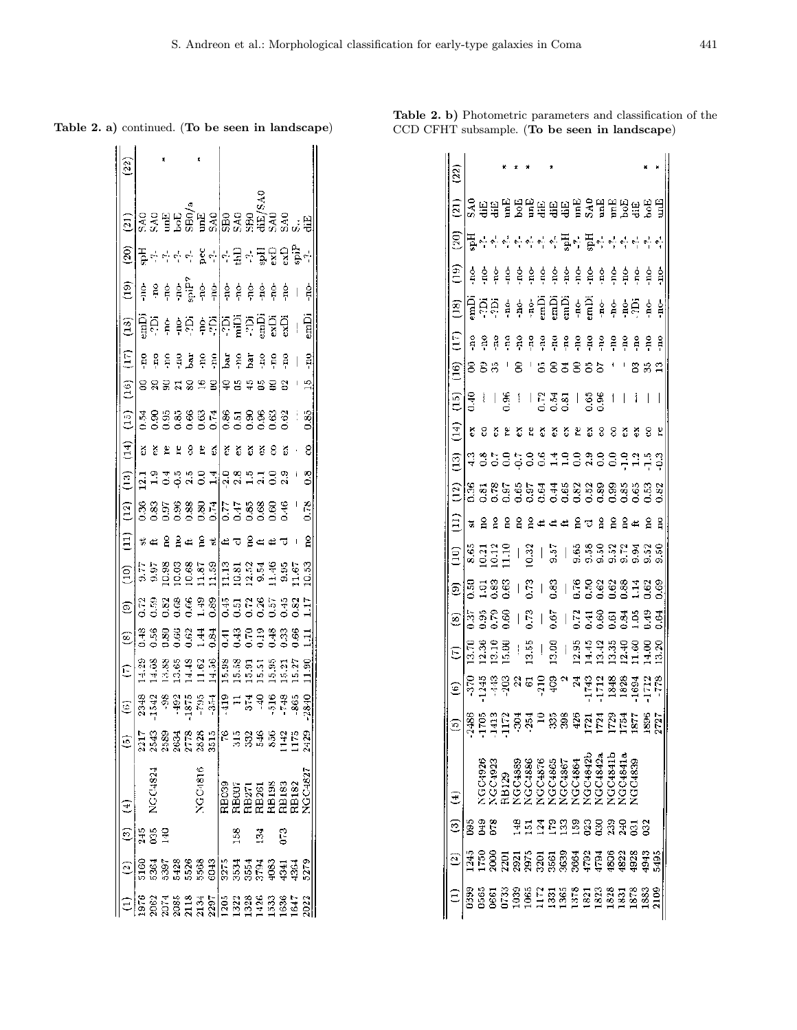**Table 2. a)** continued. (**To be seen in landscape**)

| (1) | (2) | (3) | (4) | (5) | (6) | (7) | (8) | (9) | (10) | (11) | (12) | (13) | (14) | (15) | (16) | (17) | (18) | (19) | (20) | (21) | (22) |
|---|---|---|---|---|---|---|---|---|---|---|---|---|---|---|---|---|---|---|---|---|---|
| 1976 | 5160 | 245 | | 2217 | 2348 | 14.29 | 0.48 | 0.72 | 9.77 | st | 0.36 | 12.1 | ex | 0.54 | 00 | -no | emDi | -no- | spH | SA0 | |
| 2062 | 5364 | 035 | NGC4824 | 2543 | -1542 | 14.08 | 0.56 | 0.59 | 9.97 | ft | 0.83 | 1.9 | ex | 0.90 | 20 | -no | -?Di | -no | -?- | SA0 | |
| 2074 | 5397 | 140 | | 2589 | -98 | 13.88 | 0.80 | 0.82 | 10.98 | no | 0.97 | 0.4 | re | 0.95 | 90 | -no | -no- | -no- | -?- | unE | * |
| 2085 | 5428 | | | 2634 | -492 | 13.65 | 0.66 | 0.68 | 10.03 | no | 0.96 | -0.5 | re | 0.85 | 21 | -no | -no- | -no- | -?- | boE | |
| 2118 | 5526 | | | 2778 | -1875 | 14.48 | 0.62 | 0.66 | 10.68 | ft | 0.88 | 2.5 | co | 0.66 | 80 | bar | -?Di | spiP? | -?- | SB0/a | |
| 2134 | 5568 | | NGC4816 | 2828 | -795 | 11.62 | 1.44 | 1.49 | 11.87 | no | 0.80 | 0.0 | re | 0.63 | 16 | -no | -no- | -no- | pec | unE | * |
| 2297 | 6043 | | | 3513 | -354 | 14.56 | 0.84 | 0.89 | 11.59 | st | 0.74 | 1.4 | ex | 0.74 | 00 | -no | -?Di | -no- | -?- | SA0 | |
| 1205 | 3275 | | RB039 | 76 | -419 | 15.98 | 0.41 | 0.45 | 11.13 | ft | 0.77 | -2.0 | ex | 0.86 | 40 | bar | -?Di | -no- | -?- | SB0 | |
| 1322 | 3534 | 158 | RB007 | 315 | 11 | 15.58 | 0.43 | 0.51 | 10.81 | cl | 0.47 | 2.8 | ex | 0.51 | 05 | -no | miDi | -no- | thD | SA0 | |
| 1328 | 3554 | | RB271 | 332 | 374 | 15.91 | 0.70 | 0.72 | 12.52 | no | 0.85 | 1.5 | ex | 0.90 | 45 | bar | -?Di | -no- | -?- | SB0 | |
| 1426 | 3794 | 134 | RB261 | 546 | -40 | 15.51 | 0.19 | 0.26 | 9.54 | ft | 0.68 | 2.1 | ex | 0.96 | 05 | -no | emDi | -no- | spH | diE/SA0 | |
| 1533 | 4083 | | RB198 | 856 | -516 | 15.95 | 0.48 | 0.57 | 11.46 | ft | 0.60 | 0.0 | co | 0.63 | 00 | -no | exDi | -no- | exD | SA0 | |
| 1636 | 4341 | 073 | RB183 | 1142 | -748 | 15.21 | 0.33 | 0.45 | 9.95 | cl | 0.46 | 2.9 | ex | 0.62 | 02 | -no | exDi | -no- | exD | SA0 | |
| 1647 | 4364 | | RB182 | 1175 | -865 | 15.27 | 0.66 | 0.82 | 11.67 | - | - | - | - | ... | - | - | - | - | spiP | S.. | |
| 2022 | 5279 | | NGC4827 | 2429 | -2840 | 11.90 | 1.11 | 1.17 | 10.53 | no | 0.78 | 0.8 | co | 0.85 | 15 | -no | emDi | -no- | -?- | diE | |

**Table 2. b)** Photometric parameters and classification of the CCD CFHT subsample. (**To be seen in landscape**)

| (1) | (2) | (3) | (4) | (5) | (6) | (7) | (8) | (9) | (10) | (11) | (12) | (13) | (14) | (15) | (16) | (17) | (18) | (19) | (20) | (21) | (22) |
|---|---|---|---|---|---|---|---|---|---|---|---|---|---|---|---|---|---|---|---|---|---|
| 0399 | 1245 | 095 | | -2486 | -370 | 13.70 | 0.37 | 0.50 | 8.65 | st | 0.36 | 4.3 | ex | 0.40 | 00 | -no | emDi | -no- | spH | SA0 | |
| 0565 | 1750 | 049 | NGC4926 | -1705 | -1245 | 12.36 | 0.95 | 1.01 | 10.21 | no | 0.81 | 0.8 | co | ... | 09 | -no | -?Di | -no- | -?- | diE | |
| 0661 | 2000 | 078 | NGC4923 | -1413 | -443 | 13.10 | 0.79 | 0.83 | 10.12 | no | 0.78 | 0.7 | ex | — | 35 | -no | -?Di | -no- | -?- | diE | |
| 0733 | 2201 | | RB129 | -1172 | -203 | 15.00 | 0.60 | 0.63 | 11.10 | no | 0.97 | 0.0 | re | 0.96 | - | -no | -no- | -no- | -?- | unE | * |
| 1039 | 2921 | 148 | NGC4889 | -304 | 22 | ... | — | — | — | no | 0.65 | -0.7 | ex | — | 00 | -no | -no- | -no- | -?- | boE | * |
| 1065 | 2975 | 151 | NGC4886 | -251 | 61 | 13.55 | 0.73 | 0.73 | 10.32 | no | 0.97 | 0.0 | re | — | | -no | -no- | -no- | -?- | unE | * |
| 1172 | 3201 | 124 | NGC4876 | 10 | -210 | — | — | — | — | ft | 0.64 | 0.6 | ex | 0.72 | 05 | -no | emDi | -no- | -?- | diE | |
| 1331 | 3561 | 179 | NGC4865 | 335 | 409 | 13.00 | 0.67 | 0.83 | 9.57 | ft | 0.44 | 1.4 | ex | 0.54 | 00 | -no | emDi | -no- | -?- | diE | * |
| 1365 | 3639 | 133 | NGC4867 | 398 | 2 | — | — | — | — | ft | 0.65 | 1.0 | ex | 0.81 | 04 | -no | emDi | -no- | spH | diE | |
| 1378 | 3664 | 159 | NGC4864 | 426 | 24 | 12.95 | 0.72 | 0.76 | 9.65 | no | 0.82 | 0.0 | re | — | 00 | -no | -no- | -no- | -?- | unE | |
| 1821 | 4792 | 023 | NGC4842b | 1721 | -1743 | 14.45 | 0.41 | 0.50 | 9.58 | cl | 0.52 | 2.9 | ex | 0.65 | 05 | -no | emDi | -no- | spH | SA0 | |
| 1823 | 4794 | 030 | NGC4842a | 1724 | -1712 | 13.42 | 0.60 | 0.62 | 9.50 | no | 0.89 | 0.0 | co | 0.96 | 07 | -no | -no- | -no- | -?- | unE | |
| 1828 | 4806 | 239 | NGC4841b | 1729 | 1848 | 13.35 | 0.61 | 0.62 | 9.52 | no | 0.99 | 0.0 | co | — | - | -no | -no- | -no- | -?- | unE | |
| 1831 | 4822 | 240 | NGC4841a | 1754 | 1828 | 12.40 | 0.84 | 0.88 | 9.72 | no | 0.85 | -1.0 | ex | — | - | -no | -no- | -no- | -?- | boE | |
| 1877 | 4928 | 031 | NGC4839 | 1877 | -1694 | 11.60 | 1.05 | 1.14 | 9.94 | ft | 0.63 | 1.2 | ex | — | 03 | -no | -?Di | -no- | -?- | diE | |
| 1883 | 4943 | 032 | | 1896 | -1712 | 14.00 | 0.49 | 0.62 | 9.52 | no | 0.53 | -1.5 | co | — | 35 | -no | -no- | -no- | -?- | boE | * |
| 2109 | 5495 | | | 2727 | -778 | 13.20 | 0.64 | 0.69 | 9.50 | no | 0.82 | -0.3 | re | — | 13 | -no | -no- | -no- | -?- | unE | * |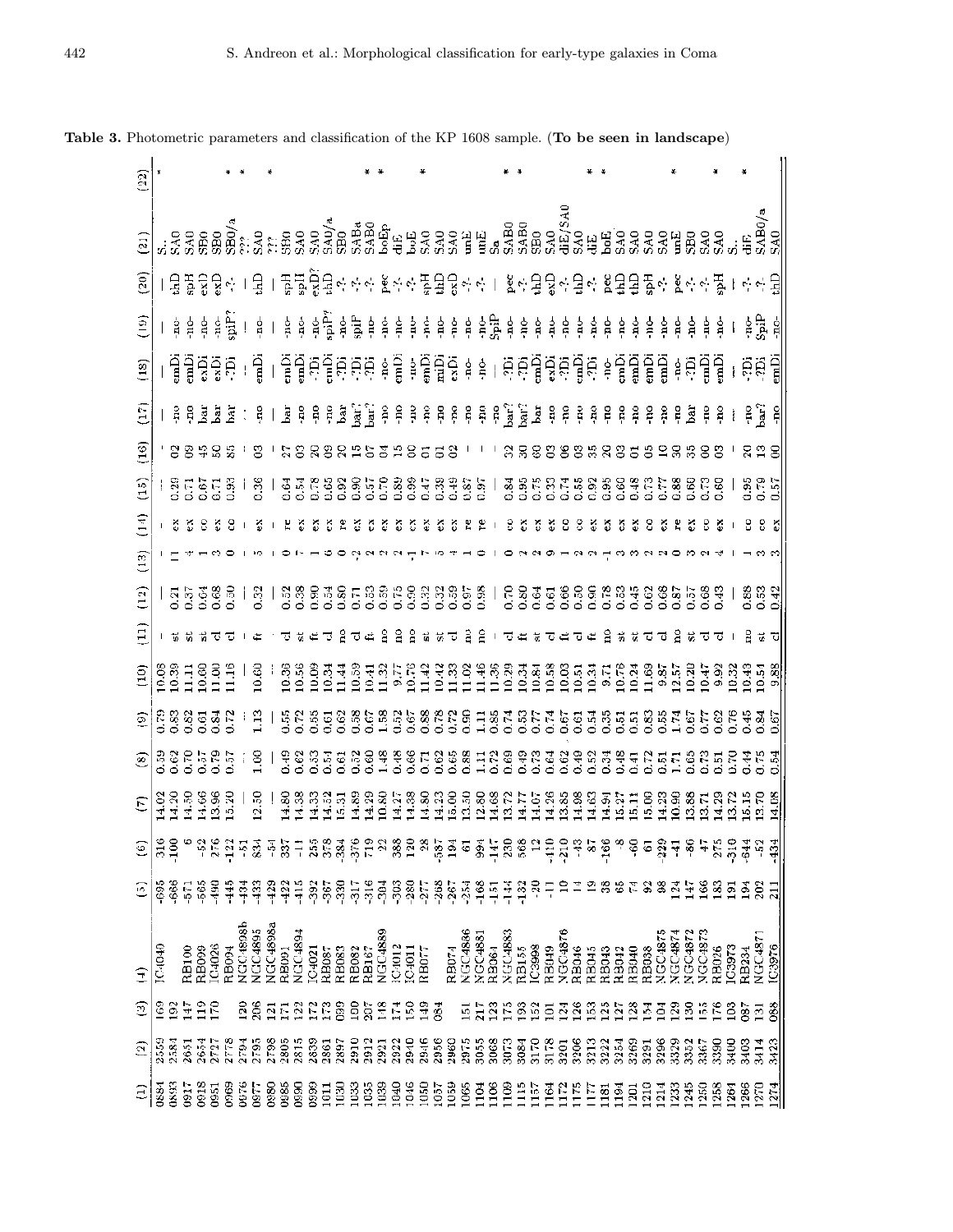**Table 3.** Photometric parameters and classification of the KP 1608 sample. (**To be seen in landscape**)

| (1) | (2) | (3) | (4) | (5) | (6) | (7) | (8) | (9) | (10) | (11) | (12) | (13) | (14) | (15) | (16) | (17) | (18) | (19) | (20) | (21) | (22) |
|---|---|---|---|---|---|---|---|---|---|---|---|---|---|---|---|---|---|---|---|---|---|
| 0884 | 2559 | 169 | IC4040 | -695 | 316 | 14.02 | 0.59 | 0.79 | 10.08 | - | — | - | - | — | — | — | — | — | — | S.. | * |
| 0893 | 2581 | 192 | | -686 | -100 | 14.20 | 0.62 | 0.83 | 10.39 | st | 0.21 | 11 | ex | 0.29 | 02 | -no | emDi | -no- | thD | SA0 | |
| 0917 | 2651 | 147 | RB100 | -671 | 6 | 14.50 | 0.70 | 0.82 | 11.11 | st | 0.57 | 4 | ex | 0.71 | 09 | -no | emDi | -no- | spH | SA0 | |
| 0918 | 2654 | 119 | RB099 | -565 | -52 | 14.66 | 0.57 | 0.61 | 10.60 | st | 0.64 | 1 | co | 0.67 | 45 | bar | exDi | -no- | exD | SB0 | |
| 0951 | 2727 | 170 | IC4026 | -490 | 276 | 13.96 | 0.79 | 0.84 | 11.00 | cl | 0.68 | 3 | ex | 0.71 | 50 | bar | exDi | -no- | exD | SB0 | |
| 0969 | 2778 | | RB094 | -445 | -122 | 15.20 | 0.57 | 0.72 | 11.16 | cl | 0.50 | 0 | co | 0.93 | 85 | bar? | ?Di | spiP? | -?- | SB0/a | * |
| 0976 | 2794 | 120 | NGC4898b | -434 | -51 | — | ... | ... | — | - | — | - | - | — | — | ... | — | — | — | ??? | * |
| 0977 | 2795 | 206 | NGC4895 | -433 | 834 | 12.50 | 1.00 | 1.13 | 10.60 | ft | 0.52 | 5 | ex | 0.36 | 03 | -no | emDi | -no- | thD | SA0 | |
| 0980 | 2798 | 121 | NGC4898a | -429 | -54 | — | — | — | ... | - | — | - | - | — | — | — | — | — | — | ??? | * |
| 0985 | 2805 | 171 | RB091 | -422 | 337 | 14.80 | 0.49 | 0.55 | 10.36 | cl | 0.52 | 0 | re | 0.64 | 27 | bar | emDi | -no- | spH | SB0 | |
| 0990 | 2815 | 122 | NGC4894 | -415 | -11 | 14.38 | 0.62 | 0.72 | 10.56 | st | 0.38 | 7 | ex | 0.54 | 03 | -no | emDi | -no- | spH | SA0 | |
| 0999 | 2839 | 172 | IC4021 | -392 | 255 | 14.33 | 0.53 | 0.55 | 10.09 | ft | 0.90 | 1 | ex | 0.78 | 20 | -no | ?Di | -no- | exD? | SA0 | |
| 1011 | 2861 | 173 | RB087 | -367 | 378 | 14.52 | 0.54 | 0.61 | 10.34 | cl | 0.54 | 6 | ex | 0.65 | 09 | -no | emDi | spiP? | thD | SA0/a | |
| 1030 | 2897 | 099 | RB083 | -330 | -384 | 15.31 | 0.61 | 0.62 | 11.44 | no | 0.80 | 0 | re | 0.92 | 20 | bar | ?Di | -no- | -?- | SB0 | |
| 1033 | 2910 | 100 | RB082 | -317 | -376 | 14.89 | 0.52 | 0.58 | 10.59 | cl | 0.71 | -2 | ex | 0.90 | 15 | bar? | ?Di | spiP | -?- | SABa | |
| 1035 | 2912 | 207 | RB167 | -316 | 719 | 14.29 | 0.60 | 0.67 | 10.41 | ft | 0.63 | 2 | ex | 0.57 | 07 | bar? | ?Di | -no- | -?- | SAB0 | * |
| 1039 | 2921 | 118 | NGC4889 | -304 | 22 | 10.80 | 1.48 | 1.58 | 11.32 | no | 0.59 | 2 | ex | 0.70 | 04 | -no | -no- | -no- | pec | boEp | * |
| 1040 | 2922 | 174 | IC4012 | -303 | 388 | 14.27 | 0.48 | 0.52 | 9.77 | no | 0.75 | 2 | ex | 0.89 | 15 | -no | emDi | -no- | -?- | diE | |
| 1046 | 2940 | 150 | IC4011 | -280 | 120 | 14.38 | 0.66 | 0.67 | 10.76 | no | 0.90 | -1 | ex | 0.99 | 00 | -no | -no- | -no- | -?- | boE | |
| 1050 | 2946 | 149 | RB077 | -277 | 28 | 14.80 | 0.71 | 0.88 | 11.42 | st | 0.32 | 7 | ex | 0.47 | 01 | -no | emDi | -no- | spH | SA0 | * |
| 1057 | 2956 | 084 | | -268 | -587 | 14.23 | 0.62 | 0.78 | 10.42 | st | 0.32 | 5 | ex | 0.39 | 01 | -no | muDi | -no- | thD | SA0 | |
| 1059 | 2960 | | RB074 | -267 | 194 | 15.00 | 0.65 | 0.72 | 11.33 | cl | 0.59 | 4 | ex | 0.49 | 02 | -no | exDi | -no- | exD | SA0 | |
| 1065 | 2975 | 151 | NGC4886 | -254 | 61 | 13.50 | 0.88 | 0.90 | 11.02 | no | 0.97 | 1 | re | 0.87 | — | -no | -no- | -no- | -?- | unE | |
| 1104 | 3055 | 217 | NGC4881 | -168 | 994 | 12.80 | 1.11 | 1.11 | 11.46 | no | 0.98 | 0 | re | 0.97 | — | -no | -no- | -no- | -?- | unE | |
| 1106 | 3068 | 123 | RB061 | -151 | -147 | 14.68 | 0.72 | 0.85 | 11.36 | — | — | — | — | — | — | -no | — | SpiP | — | Sa | |
| 1109 | 3073 | 175 | NGC4883 | -144 | 230 | 13.72 | 0.69 | 0.74 | 10.29 | cl | 0.70 | 0 | co | 0.84 | 32 | bar? | ?Di | -no- | pec | SAB0 | * |
| 1115 | 3084 | 193 | RB155 | -132 | 568 | 14.77 | 0.49 | 0.53 | 10.34 | ft | 0.80 | 2 | co | 0.95 | 03 | bar? | ?Di | -no- | -?- | SAB0 | * |
| 1157 | 3170 | 152 | IC3998 | -20 | 12 | 14.07 | 0.73 | 0.77 | 10.81 | st | 0.64 | 2 | ex | 0.75 | 60 | bar | emDi | -no- | thD | SB0 | |
| 1164 | 3178 | 101 | RB049 | -11 | -110 | 14.26 | 0.64 | 0.74 | 10.58 | cl | 0.61 | 9 | ex | 0.33 | 03 | -no | exDi | -no- | exD | SA0 | |
| 1172 | 3201 | 124 | NGC4876 | 10 | -210 | 13.85 | 0.62 | 0.67 | 10.03 | ft | 0.66 | 1 | co | 0.74 | 06 | -no | ?Di | -no- | -?- | diE/SA0 | |
| 1175 | 3206 | 126 | RB046 | 14 | -43 | 14.98 | 0.49 | 0.61 | 10.51 | cl | 0.50 | 2 | co | 0.55 | 03 | -no | emDi | -no- | thD | SA0 | * |
| 1177 | 3213 | 153 | RB045 | 19 | 87 | 14.63 | 0.52 | 0.54 | 10.34 | ft | 0.90 | 2 | co | 0.92 | 35 | -no | ?Di | -no- | -?- | diE | * |
| 1181 | 3222 | 125 | RB043 | 38 | -166 | 14.94 | 0.34 | 0.35 | 9.71 | no | 0.78 | -1 | ex | 0.95 | 20 | -no | -no- | -no- | pec | boE | |
| 1194 | 3254 | 127 | RB042 | 65 | -8 | 15.27 | 0.48 | 0.51 | 10.76 | st | 0.53 | 3 | ex | 0.60 | 03 | -no | emDi | -no- | thD | SA0 | |
| 1201 | 3269 | 128 | RB040 | 74 | -60 | 15.11 | 0.41 | 0.51 | 10.24 | st | 0.45 | 3 | ex | 0.48 | 01 | -no | emDi | -no- | thD | SA0 | |
| 1210 | 3291 | 154 | RB038 | 92 | 61 | 15.06 | 0.72 | 0.83 | 11.69 | cl | 0.62 | 2 | co | 0.73 | 05 | -no | emDi | -no- | spH | SA0 | |
| 1214 | 3296 | 104 | NGC4875 | 98 | -229 | 14.23 | 0.51 | 0.55 | 9.87 | cl | 0.68 | 2 | co | 0.77 | 10 | -no | emDi | -no- | -?- | SA0 | |
| 1233 | 3329 | 129 | NGC4874 | 124 | -41 | 10.90 | 1.71 | 1.74 | 12.57 | no | 0.87 | 0 | re | 0.88 | 30 | -no | -no- | -no- | pec | unE | * |
| 1245 | 3352 | 130 | NGC4872 | 147 | -86 | 13.88 | 0.65 | 0.67 | 10.20 | st | 0.57 | 3 | ex | 0.60 | 35 | bar | ?Di | -no- | -?- | SB0 | |
| 1250 | 3367 | 155 | NGC4873 | 166 | 47 | 13.71 | 0.73 | 0.77 | 10.47 | cl | 0.68 | 2 | co | 0.73 | 60 | -no | emDi | -no- | -?- | SA0 | |
| 1258 | 3390 | 176 | RB026 | 183 | 275 | 14.29 | 0.51 | 0.62 | 9.92 | cl | 0.43 | 4 | ex | 0.60 | 03 | -no | emDi | -no- | spH | SA0 | * |
| 1264 | 3400 | 103 | IC3973 | 191 | -310 | 13.72 | 0.70 | 0.76 | 10.32 | — | — | — | — | — | — | — | — | — | — | S.. | |
| 1266 | 3403 | 087 | RB234 | 194 | -644 | 15.15 | 0.44 | 0.45 | 10.49 | no | 0.88 | 1 | co | 0.95 | 20 | -no | ?Di | -no- | -?- | diE | * |
| 1270 | 3414 | 131 | NGC4871 | 202 | -52 | 13.70 | 0.75 | 0.84 | 10.51 | st | 0.53 | 3 | co | 0.79 | 13 | bar? | ?Di | SpiP | -?- | SAB0/a | |
| 1274 | 3423 | 088 | IC3976 | 211 | -434 | 14.08 | 0.54 | 0.67 | 9.88 | cl | 0.42 | 3 | ex | 0.57 | 00 | -no | emDi | -no- | thD | SA0 | |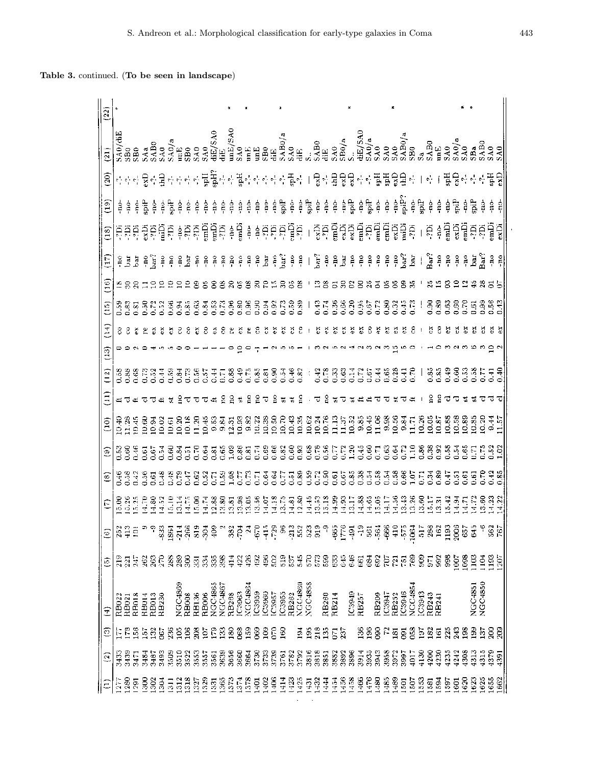**Table 3.** continued. (**To be seen in landscape**)

| (1) | (2) | (3) | (4) | (5) | (6) | (7) | (8) | (9) | (10) | (11) | (12) | (13) | (14) | (15) | (16) | (17) | (18) | (19) | (20) | (21) | (22) |
|---|---|---|---|---|---|---|---|---|---|---|---|---|---|---|---|---|---|---|---|---|---|
| 1277 | 3433 | 177 | RB022 | 219 | 252 | 15.00 | 0.46 | 0.53 | 10.40 | ft | 0.58 | 0 | co | 0.59 | 18 | -no | -?Di | -no- | -?- | SA0/dE | * |
| 1280 | 3439 | 173 | RB021 | 221 | 413 | 15.26 | 0.58 | 0.60 | 11.28 | cl | 0.88 | 0 | co | 0.83 | 30 | bar | -?Di | -no- | -?- | SB0 | |
| 1291 | 3471 | 156 | RB018 | 247 | 101 | 15.25 | 0.42 | 0.46 | 10.45 | ft | 0.68 | 2 | ex | 0.81 | 20 | bar | -?Di | -no- | -?- | SB0 | |
| 1300 | 3484 | 157 | RB014 | 262 | 9 | 14.70 | 0.56 | 0.61 | 10.60 | cl | 0.73 | 0 | re | 0.50 | 11 | -no | exDi | spiP | exD | SAa | |
| 1302 | 3487 | 132 | RB013 | 263 | -9 | 14.80 | 0.61 | 0.67 | 10.94 | cl | 0.52 | 4 | ex | 0.72 | 10 | bar? | -?Di | -no- | -?- | SAB0 | |
| 1304 | 3493 | 067 | RB230 | 270 | -833 | 14.52 | 0.48 | 0.54 | 10.02 | ft | 0.44 | 5 | ex | 0.52 | 10 | -no | miDi | -no- | thD | SA0 | |
| 1311 | 3509 | 236 | | 288 | 1861 | 15.10 | 0.48 | 0.60 | 10.61 | st | 0.59 | 5 | ex | 0.66 | 10 | -no | -?Di | spiP | -?- | SA0/a | |
| 1312 | 3510 | 105 | NGC4869 | 289 | -214 | 13.14 | 0.79 | 0.84 | 10.20 | no | 0.84 | 0 | co | 0.94 | 10 | -no | -no- | -no- | -?- | mE | |
| 1318 | 3522 | 106 | RB008 | 300 | -266 | 14.75 | 0.47 | 0.51 | 10.18 | cl | 0.73 | 0 | co | 0.85 | 10 | bar | -?Di | -no- | -?- | SB0 | |
| 1327 | 3553 | 208 | RB136 | 331 | 819 | 15.00 | 0.62 | 0.70 | 11.20 | cl | 0.56 | 1 | ex | 0.63 | 09 | -no | -?Di | -no- | -?- | SA0 | |
| 1329 | 3557 | 107 | RB006 | 334 | -304 | 14.74 | 0.52 | 0.64 | 10.45 | cl | 0.57 | 1 | co | 0.84 | 05 | -no | emDi | -no- | spH | SA0 | |
| 1331 | 3561 | 179 | NGC4865 | 335 | 400 | 12.88 | 0.71 | 0.81 | 9.53 | ft | 0.44 | 1 | ex | 0.53 | 00 | -no | emDi | -no- | spH? | dE/SA0 | |
| 1365 | 3639 | 133 | NGC4867 | 398 | 2 | 13.80 | 0.59 | 0.65 | 9.84 | no | 0.71 | 1 | co | 0.73 | 08 | -no | -?Di | -no- | -?- | dE | |
| 1373 | 3656 | 180 | RB268 | 414 | 382 | 13.81 | 1.08 | 1.09 | 12.31 | no | 0.88 | 0 | re | 0.96 | 20 | -no | -no- | -no- | -?- | mE/SA0 | * |
| 1374 | 3660 | 068 | IC3963 | 422 | -704 | 13.98 | 0.77 | 0.86 | 10.93 | st | 0.49 | 10 | ex | 0.80 | 05 | -no | emDi | -no- | spH | SA0 | |
| 1378 | 3664 | 159 | NGC4864 | 426 | 24 | 13.05 | 0.73 | 0.81 | 9.82 | no | 0.75 | 0 | re | 0.96 | 08 | -no | -no- | -no- | -?- | mE | * |
| 1401 | 3730 | 069 | IC3959 | 492 | -670 | 13.56 | 0.71 | 0.74 | 10.22 | no | 0.85 | -1 | co | 0.90 | 20 | -no | -no- | -no- | -?- | mE | |
| 1402 | 3733 | 109 | IC3960 | 496 | -415 | 14.07 | 0.64 | 0.69 | 10.38 | cl | 0.81 | 1 | co | 0.94 | 70 | bar | -?Di | -no- | -?- | SB0 | |
| 1406 | 3739 | 070 | IC3957 | 502 | -729 | 14.18 | 0.64 | 0.66 | 10.50 | no | 0.90 | 2 | ex | 0.92 | 15 | -no | -?Di | -no- | -?- | dE | |
| 1414 | 3761 | 160 | IC3955 | 519 | 96 | 13.75 | 0.77 | 0.82 | 10.70 | st | 0.54 | 5 | ex | 0.73 | 30 | bar? | -?Di | spiP | -?- | SAB0/a | * |
| 1423 | 3782 | | RB282 | 537 | -213 | 14.81 | 0.51 | 0.60 | 10.43 | st | 0.46 | 5 | ex | 0.59 | 05 | -no | emDi | -no- | spH | SA0 | |
| 1425 | 3792 | 194 | NGC4860 | 545 | 552 | 12.80 | 0.89 | 0.93 | 10.35 | no | 0.82 | 1 | co | 0.89 | 08 | -no | -?Di | -no- | -?- | dE | |
| 1431 | 3816 | 195 | NGC4858 | 570 | 523 | 14.45 | 0.59 | 0.68 | 10.62 | . | ... | - | - | — | — | — | — | spiP | — | S... | |
| 1432 | 3818 | 218 | | 573 | 919 | 13.53 | 0.72 | 0.78 | 10.24 | cl | 0.42 | 3 | ex | 0.43 | 13 | bar? | exDi | -no- | exD | SAB0 | |
| 1444 | 3851 | 135 | RB280 | 599 | -9 | 15.18 | 0.50 | 0.56 | 10.76 | no | 0.78 | 2 | ex | 0.74 | 08 | -no | -?Di | -no- | -?- | dE | |
| 1454 | 3882 | 071 | RB214 | 633 | -665 | 14.99 | 0.61 | 0.77 | 11.13 | st | 0.33 | 5 | ex | 0.36 | 01 | -no | emDi | -no- | thD | SA0 | |
| 1456 | 3892 | 237 | | 645 | 1776 | 14.93 | 0.67 | 0.72 | 11.37 | cl | 0.63 | 2 | ex | 0.56 | 30 | bar | exDi | -no- | exD | SB0/a | |
| 1458 | 3896 | | IC3949 | 646 | -491 | 13.17 | 0.85 | 1.20 | 10.52 | st | 0.14 | 4 | ex | 0.20 | 02 | -no | exDi | spiP | exD | S... | * |
| 1466 | 3914 | 136 | RB257 | 661 | -19 | 14.88 | 0.38 | 0.46 | 9.85 | ft | 0.72 | 1 | ex | 0.95 | 00 | -no | emDi | -no- | -?- | dE/SA0 | |
| 1476 | 3935 | 196 | | 684 | 561 | 14.65 | 0.54 | 0.60 | 10.45 | ft | 0.67 | 3 | co | 0.67 | 25 | -no | -?Di | spiP | -?- | SA0/a | |
| 1480 | 3943 | 090 | RB209 | 692 | -564 | 15.05 | 0.58 | 0.71 | 11.06 | cl | 0.44 | 2 | ex | 0.72 | 04 | -no | emDi | -no- | spH | SA0 | |
| 1485 | 3958 | 72 | IC3947 | 707 | -666 | 14.17 | 0.54 | 0.63 | 9.98 | cl | 0.65 | 3 | ex | 0.80 | 05 | -no | emDi | -no- | spH | SA0 | |
| 1489 | 3972 | 181 | RB252 | 721 | 410 | 14.56 | 0.58 | 0.64 | 10.56 | st | 0.28 | 15 | ex | 0.32 | 05 | -no | exDi | -no- | exD | SA0 | * |
| 1501 | 3997 | 091 | IC3946 | 751 | -575 | 13.43 | 0.66 | 0.72 | 9.84 | cl | 0.41 | 5 | ex | 0.45 | 09 | bar? | miDi | spiP? | thD | SAB0/a | |
| 1507 | 4017 | 058 | NGC4854 | 769 | -1004 | 13.26 | 1.07 | 1.10 | 11.71 | ft | 0.70 | 0 | co | 0.73 | 35 | bar | -?Di | -no- | -?- | SB0 | |
| 1553 | 4130 | 197 | IC3943 | 909 | 517 | 13.60 | 0.71 | 0.86 | 10.26 | - | — | - | - | — | - | — | — | spiP | — | Sa | |
| 1581 | 4200 | 182 | RB243 | 971 | 288 | 15.17 | 0.34 | 0.38 | 10.05 | no | 0.86 | 1 | ex | 0.90 | 25 | Bar? | -?Di | -no- | -?- | SAB0 | |
| 1594 | 4230 | 161 | RB241 | 992 | 162 | 13.31 | 0.89 | 0.92 | 10.87 | no | 0.85 | 0 | co | 0.89 | 15 | -no | -no- | -no- | — | mE | |
| 1597 | 4235 | 225 | | 998 | 1193 | 15.42 | 0.47 | 0.58 | 10.88 | cl | 0.49 | 3 | ex | 0.63 | 03 | -no | emDi | -no- | spH | SA0 | |
| 1601 | 4242 | 243 | | 1007 | 2006 | 14.94 | 0.51 | 0.54 | 10.58 | cl | 0.60 | 2 | ex | 0.80 | 10 | -no | exDi | spiP | exD | SA0/a | |
| 1620 | 4308 | 198 | | 1098 | 657 | 14.71 | 0.61 | 0.66 | 10.89 | st | 0.33 | 3 | ex | 0.70 | 12 | -no | emDi | -no- | -?- | SA0 | * |
| 1623 | 4313 | 199 | NGC4851 | 1103 | 645 | 14.72 | 0.61 | 0.71 | 10.85 | st | 0.58 | 6 | ex | 0.61 | 45 | bar | -?Di | spiP | -?- | SBa | * |
| 1625 | 4315 | 137 | NGC4850 | 1104 | -6 | 13.60 | 0.70 | 0.75 | 10.20 | cl | 0.77 | 3 | ex | 0.99 | 28 | Bar? | -?Di | -no- | -?- | SAB0 | |
| 1655 | 4379 | 200 | | 1193 | 562 | 14.23 | 0.42 | 0.52 | 9.44 | cl | 0.41 | 10 | ex | 0.58 | 01 | -no | emDi | -no- | spH | SA0 | |
| 1662 | 4391 | 209 | | 1207 | 767 | 14.22 | 0.85 | 1.02 | 11.57 | cl | 0.40 | 2 | ex | 0.43 | 07 | -no | exDi | -no- | exD | SA0 | |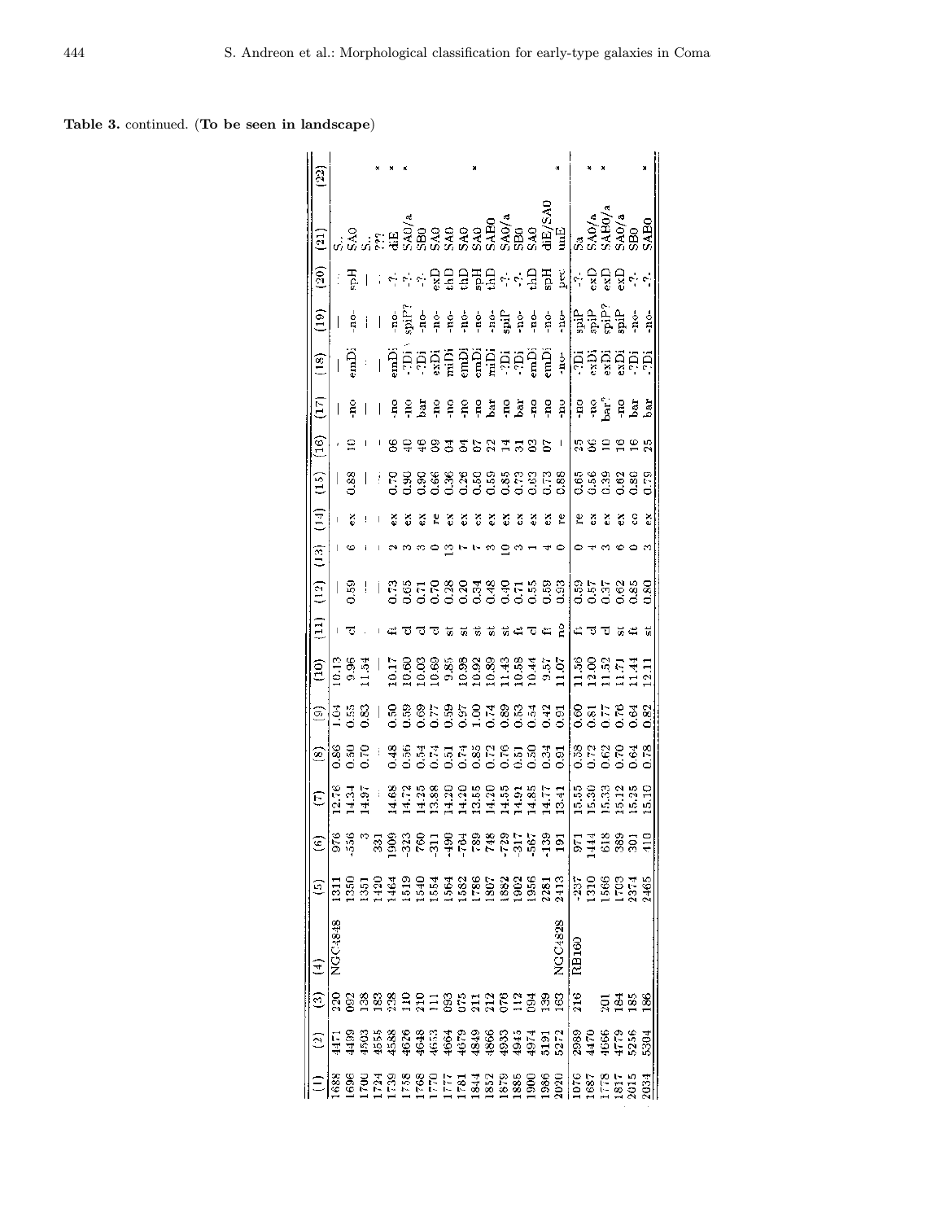**Table 3.** continued. (**To be seen in landscape**)

| (1) | (2) | (3) | (4) | (5) | (6) | (7) | (8) | (9) | (10) | (11) | (12) | (13) | (14) | (15) | (16) | (17) | (18) | (19) | (20) | (21) | (22) |
|---|---|---|---|---|---|---|---|---|---|---|---|---|---|---|---|---|---|---|---|---|---|
| 1688 | 4471 | 220 | NGC4848 | 1311 | 976 | 12.76 | 0.86 | 1.04 | 10.13 | – | – | – | – | – | – | – | – | – | ... | S.. | |
| 1696 | 4499 | 092 | | 1350 | -556 | 14.34 | 0.50 | 0.55 | 9.96 | cl | 0.59 | 6 | ex | 0.88 | 10 | -no | emDi | -no- | spH | SA0 | |
| 1700 | 4503 | 138 | | 1351 | 3 | 14.97 | 0.70 | 0.83 | 11.54 | – | – | – | – | – | – | – | – | – | – | S.. | |
| 1724 | 4555 | 183 | | 1420 | 331 | ... | ... | – | – | – | – | – | – | – | – | – | – | – | – | ??? | * |
| 1739 | 4588 | 238 | | 1464 | 1909 | 14.68 | 0.48 | 0.50 | 10.17 | fl | 0.73 | 2 | ex | 0.70 | 06 | -no | emDi | -no- | -?- | dE | * |
| 1758 | 4626 | 110 | | 1519 | -323 | 14.72 | 0.56 | 0.59 | 10.60 | cl | 0.65 | 3 | ex | 0.90 | 40 | -no | -?Di | spiP? | -?- | SA0/a | * |
| 1768 | 4648 | 210 | | 1540 | 760 | 14.25 | 0.54 | 0.69 | 10.03 | cl | 0.71 | 3 | ex | 0.90 | 46 | bar | -?Di | -no- | -?- | SB0 | |
| 1770 | 4653 | 111 | | 1554 | -311 | 13.88 | 0.74 | 0.77 | 10.69 | cl | 0.70 | 0 | re | 0.66 | 09 | -no | exDi | -no- | exD | SA0 | |
| 1777 | 4664 | 093 | | 1564 | -490 | 14.20 | 0.51 | 0.59 | 9.85 | st | 0.28 | 13 | ex | 0.36 | 04 | -no | miDi | -no- | thD | SA0 | |
| 1781 | 4679 | 075 | | 1582 | -784 | 14.20 | 0.74 | 0.97 | 10.98 | st | 0.20 | 7 | ex | 0.28 | 04 | -no | emDi | -no- | thD | SA0 | |
| 1844 | 4849 | 211 | | 1786 | 789 | 13.55 | 0.85 | 1.00 | 10.92 | st | 0.34 | 7 | ex | 0.50 | 07 | -no | emDi | -no- | spH | SA0 | * |
| 1852 | 4866 | 212 | | 1807 | 748 | 14.20 | 0.72 | 0.74 | 10.89 | st | 0.48 | 3 | ex | 0.59 | 22 | bar | miDi | -no- | thD | SAB0 | |
| 1879 | 4933 | 076 | | 1882 | -729 | 14.55 | 0.76 | 0.89 | 11.43 | st | 0.40 | 10 | ex | 0.85 | 14 | -no | -?Di | spiP | -?- | SA0/a | |
| 1885 | 4945 | 112 | | 1902 | -317 | 14.91 | 0.51 | 0.63 | 10.58 | fl | 0.71 | 3 | ex | 0.73 | 31 | bar | -?Di | -no- | -?- | SB0 | |
| 1900 | 4974 | 094 | | 1956 | -567 | 14.85 | 0.50 | 0.54 | 10.44 | cl | 0.55 | 1 | ex | 0.63 | 03 | -no | emDi | -no- | thD | SA0 | |
| 1986 | 5191 | 139 | | 2281 | -139 | 14.77 | 0.34 | 0.42 | 9.57 | fl | 0.69 | 4 | ex | 0.73 | 07 | -no | emDi | -no- | spH | dE/SA0 | |
| 2020 | 5272 | 163 | NGC4828 | 2413 | 191 | 13.41 | 0.91 | 0.91 | 11.07 | no | 0.93 | 0 | re | 0.88 | – | -no | -no- | -no- | pec | unE | * |
| 1076 | 2989 | 216 | RB160 | -237 | 971 | 15.55 | 0.38 | 0.60 | 11.56 | fl | 0.59 | 0 | re | 0.65 | 25 | -no | -?Di | spiP | -?- | Sa | |
| 1687 | 4470 | | | 1310 | 1444 | 15.30 | 0.72 | 0.81 | 12.00 | cl | 0.57 | 4 | ex | 0.56 | 06 | -no | exDi | spiP | exD | SA0/a | * |
| 1778 | 4666 | 201 | | 1566 | 618 | 15.33 | 0.62 | 0.77 | 11.52 | cl | 0.37 | 3 | ex | 0.39 | 10 | bar? | exDi | spiP? | exD | SAB0/a | * |
| 1817 | 4779 | 184 | | 1703 | 389 | 15.12 | 0.70 | 0.76 | 11.71 | st | 0.62 | 6 | ex | 0.62 | 16 | -no | exDi | spiP | exD | SA0/a | |
| 2015 | 5256 | 185 | | 2374 | 301 | 15.25 | 0.64 | 0.64 | 11.44 | fl | 0.85 | 0 | co | 0.80 | 16 | bar | -?Di | -no- | -?- | SB0 | |
| 2034 | 5304 | 186 | | 2465 | 410 | 15.10 | 0.78 | 0.82 | 12.11 | st | 0.80 | 3 | ex | 0.79 | 25 | bar | -?Di | -no- | -?- | SAB0 | * |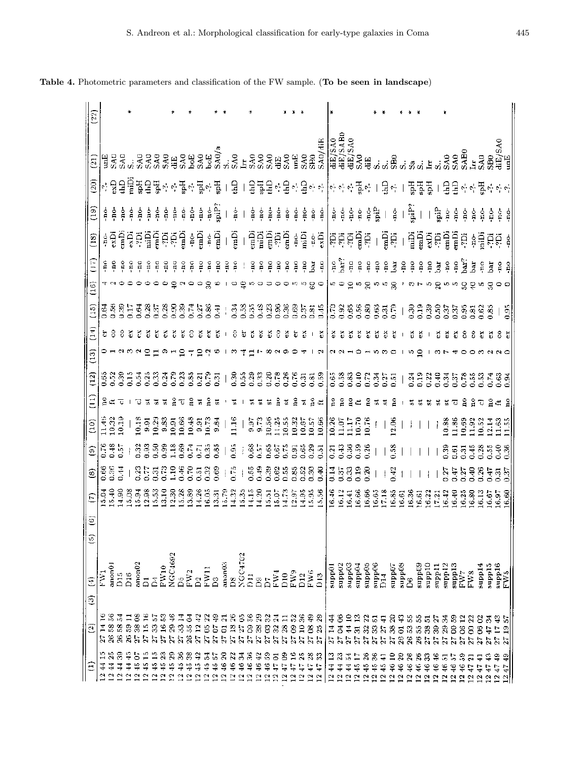**Table 4.** Photometric parameters and classification of the FW sample. (**To be seen in landscape**)

| (1) | (2) | (3) | (4) | (5) | (6) | (7) | (8) | (9) | (10) | (11) | (12) | (13) | (14) | (15) | (16) | (17) | (18) | (19) | (20) | (21) | (22) |
|---|---|---|---|---|---|---|---|---|---|---|---|---|---|---|---|---|---|---|---|---|---|
| 12 44 15 | 27 14 16 | | FW1 | | | 15.04 | 0.66 | 0.76 | 11.46 | no | 0.65 | 0 | cr | 0.64 | 4 | -no | -no- | -no- | -?- | unE | |
| 12 44 25 | 26 58 56 | | anon01 | | | 15.40 | 0.36 | 0.48 | 10.32 | ft | 0.52 | 1 | co | 0.56 | 2 | -no | exDi | -no- | exD | SA0 | |
| 12 44 39 | 26 58 54 | | D15 | | | 14.90 | 0.44 | 0.57 | 10.19 | cl | 0.39 | 2 | co | 0.39 | 0 | -no | emDi | -no- | thD | SA0 | |
| 12 44 45 | 26 59 11 | | D16 | | | 15.08 | — | ... | — | — | 0.15 | 3 | ex | 0.17 | 0 | -no | exDi | -no- | miDi | S.. | * |
| 12 45 07 | 27 38 08 | | anon02 | | | 15.94 | 0.23 | 0.32 | 10.18 | cl | 0.54 | 2 | ex | 0.64 | 0 | -no | -?Di | -no- | spH | SA0 | |
| 12 45 15 | 27 15 16 | | D1 | | | 12.98 | 0.77 | 0.93 | 9.91 | st | 0.25 | 10 | ex | 0.28 | 0 | -no | miDi | -no- | thD | SA0 | |
| 12 45 13 | 27 33 57 | | D4 | | | 15.53 | 0.31 | 0.50 | 10.29 | st | 0.33 | 11 | ex | 0.37 | 0 | -no | emDi | -no- | spH | SA0 | |
| 12 45 23 | 27 16 53 | | FW10 | | | 13.10 | 0.73 | 0.99 | 9.83 | st | 0.24 | 9 | ex | 0.28 | 0 | -no | -?Di | -no- | -?- | SA0 | |
| 12 45 29 | 27 29 46 | | NGC4692 | | | 12.30 | 1.10 | 1.18 | 10.91 | no | 0.79 | 1 | ex | 0.90 | 40 | -no | -?Di | -no- | -?- | diE | * |
| 12 45 36 | 27 33 14 | | D5 | | | 15.28 | 0.46 | 0.69 | 10.66 | cl | 0.23 | 10 | ex | 0.39 | 2 | -no | emDi | -no- | spH | SA0 | |
| 12 45 38 | 26 55 04 | | FW2 | | | 13.89 | 0.70 | 0.74 | 10.48 | no | 0.85 | -1 | co | 0.74 | 0 | -no | -no- | -no- | -?- | boE | * |
| 12 45 42 | 27 12 42 | | D2 | | | 14.26 | 0.51 | 0.71 | 9.91 | st | 0.21 | 10 | ex | 0.27 | 0 | -no | emDi | -no- | spH | SA0 | |
| 12 45 54 | 27 05 22 | | FW11 | | | 16.05 | 0.32 | 0.35 | 10.73 | no | 0.79 | -2 | ex | 0.86 | 30 | -no | -no- | -no- | -?- | boE | |
| 12 45 57 | 27 07 49 | | D3 | | | 13.31 | 0.69 | 0.85 | 9.84 | st | 0.31 | 6 | ex | 0.41 | 6 | -no | emDi | spiP? | spH | SA0/a | * |
| 12 46 20 | 27 01 21 | | anon03 | | | 15.79 | ... | — | — | — | — | — | — | ... | — | -no | — | — | — | S.. | * |
| 12 46 22 | 27 18 26 | | D8 | | | 14.32 | 0.75 | 0.95 | 11.16 | st | 0.30 | 3 | co | 0.34 | 0 | -no | emDi | -no- | thD | SA0 | |
| 12 46 34 | 27 27 05 | | NGC4702 | | | 15.35 | ... | ... | — | — | 0.55 | 4 | cr | 0.58 | 40 | ... | — | — | — | Irr | * |
| 12 46 36 | 27 09 56 | | D11 | | | 14.15 | 0.55 | 0.68 | 9.97 | st | 0.29 | 11 | ex | 0.35 | 5 | -no | emDi | -no- | thD | SA0 | |
| 12 46 42 | 27 38 29 | | D9 | | | 14.20 | 0.49 | 0.57 | 9.73 | st | 0.33 | 7 | ex | 0.48 | 0 | -no | miDi | -no- | spH | SA0 | |
| 12 46 59 | 27 03 32 | | D7 | | | 15.51 | 0.39 | 0.65 | 10.56 | st | 0.20 | 8 | ex | 0.23 | 0 | -no | emDi | -no- | thD | SA0 | |
| 12 47 01 | 27 32 24 | | FW4 | | | 15.07 | 0.62 | 0.67 | 11.25 | no | 0.78 | 2 | co | 0.96 | 0 | -no | -?Di | -no- | -?- | diE | |
| 12 47 09 | 27 28 11 | | D10 | | | 14.73 | 0.55 | 0.75 | 10.55 | st | 0.26 | 9 | ex | 0.36 | 0 | -no | emDi | -no- | thD | SA0 | |
| 12 47 16 | 27 09 52 | | FW9 | | | 12.97 | 0.85 | 0.91 | 10.32 | no | 0.76 | 0 | cr | 0.69 | 5 | -no | -no- | -no- | -?- | unE | * |
| 12 47 25 | 27 10 36 | | D12 | | | 14.95 | 0.52 | 0.65 | 10.67 | st | 0.31 | 4 | ex | 0.37 | 5 | -no | miDi | -no- | thD | SA0 | * |
| 12 47 28 | 27 08 49 | | FW6 | | | 15.95 | 0.30 | 0.29 | 10.57 | no | 0.81 | — | — | 0.81 | 60 | bar | -no- | -no- | -?- | SB0 | * |
| 12 47 33 | 27 25 29 | | D13 | | | 15.56 | 0.40 | 0.51 | 10.66 | ft | 0.59 | 2 | ex | 1.45 | 0 | -no | exDi | -no- | -?- | SA0/diE | |
| 12 44 13 | 27 14 44 | | supp01 | | | 16.46 | 0.14 | 0.21 | 10.26 | no | 0.65 | 2 | ex | 0.70 | 5 | -no | -?Di | -no- | -?- | diE/SA0 | * |
| 12 44 23 | 27 04 06 | | supp02 | | | 16.12 | 0.57 | 0.43 | 11.07 | no | 0.58 | 2 | ex | 0.92 | 0 | bar? | -?Di | -no- | -?- | diE/SAB0 | |
| 12 44 54 | 27 44 10 | | supp03 | | | 16.41 | 0.33 | 0.36 | 11.17 | no | 0.83 | 1 | ex | 0.65 | 10 | -no | -?Di | -no- | -?- | diE/SA0 | |
| 12 45 17 | 27 31 13 | | supp04 | | | 16.66 | 0.19 | 0.39 | 10.70 | ft | 0.10 | 0 | ex | 0.56 | 5 | -no | emDi | -no- | spH | SA0 | |
| 12 45 26 | 27 32 22 | | supp05 | | | 16.66 | 0.20 | 0.26 | 10.76 | no | 0.72 | 1 | ex | 0.80 | 20 | -no | -?Di | -no- | -?- | diE | |
| 12 45 36 | 27 33 51 | | supp06 | | | 16.63 | — | — | — | st | 0.34 | 5 | ex | 0.63 | 5 | -no | — | spiP | — | S.. | * |
| 12 45 41 | 27 27 41 | | D14 | | | 17.18 | — | — | — | st | 0.27 | 3 | ex | 0.31 | 5 | -no | emDi | — | thD | S.. | * |
| 12 46 10 | 27 38 20 | | supp07 | | | 16.85 | 0.42 | 0.58 | 12.06 | no | 0.51 | 0 | ex | 0.79 | 30 | bar | -?Di | -no- | -?- | SB0 | |
| 12 46 20 | 26 01 43 | | supp08 | | | 16.61 | — | — | — | - | — | — | — | — | ? | -no | — | — | — | S.. | * |
| 12 46 26 | 26 53 55 | | D6 | | | 16.36 | — | — | — | st | 0.24 | 5 | ex | 0.30 | 3 | -no | miDi | spiP? | spH | Sa | * |
| 12 46 26 | 26 55 55 | | supp09 | | | 16.61 | — | — | — | st | 0.19 | 10 | ex | 0.19 | 7 | -no | emDi | — | spH | S.. | * |
| 12 46 33 | 27 38 51 | | supp10 | | | 16.22 | — | — | — | st | 0.22 | — | — | 0.39 | 5 | -no | exDi | — | spH | Irr | |
| 12 46 46 | 27 39 27 | | supp11 | | | 17.21 | — | — | — | — | 0.40 | 3 | ex | 0.50 | 20 | bar | -?Di | spiP | — | S.. | |
| 12 46 51 | 27 29 34 | | supp12 | | | 16.42 | 0.27 | 0.39 | 10.88 | st | 0.34 | 7 | ex | 0.37 | 5 | -no | emDi | -no- | thD | SA0 | * |
| 12 46 57 | 27 00 59 | | supp13 | | | 16.40 | 0.47 | 0.61 | 11.86 | st | 0.37 | 4 | ex | 0.37 | 5 | -no | emDi | -no- | thD | SA0 | |
| 12 46 59 | 27 08 12 | | FW7 | | | 16.25 | 0.27 | 0.31 | 10.69 | cl | 0.78 | 0 | co | 0.95 | 50 | bar? | -?Di | -no- | -?- | SAB0 | |
| 12 47 21 | 27 00 22 | | FW8 | | | 16.80 | 0.40 | 0.45 | 11.92 | no | 0.55 | 0 | co | 0.81 | 10 | bar | -no- | -no- | -?- | Irr | |
| 12 47 41 | 27 06 02 | | supp14 | | | 16.13 | 0.26 | 0.28 | 10.52 | cl | 0.53 | 3 | ex | 0.62 | 5 | -no | -no- | -no- | spH | SA0 | |
| 12 47 43 | 27 47 34 | | supp15 | | | 16.67 | 0.47 | 0.55 | 12.14 | no | 0.74 | 2 | ex | 0.85 | 50 | bar | -?Di | -no- | -?- | SB0 | |
| 12 47 49 | 27 17 43 | | supp16 | | | 16.97 | 0.31 | 0.40 | 11.63 | ft | 0.63 | 2 | co | — | 0 | -no | -?Di | -no- | -?- | diE/SA0 | |
| 12 47 49 | 27 19 57 | | FW5 | | | 16.60 | 0.37 | 0.36 | 11.55 | no | 0.94 | 0 | ex | 0.95 | 0 | -no | -no- | -no- | -?- | unE | |